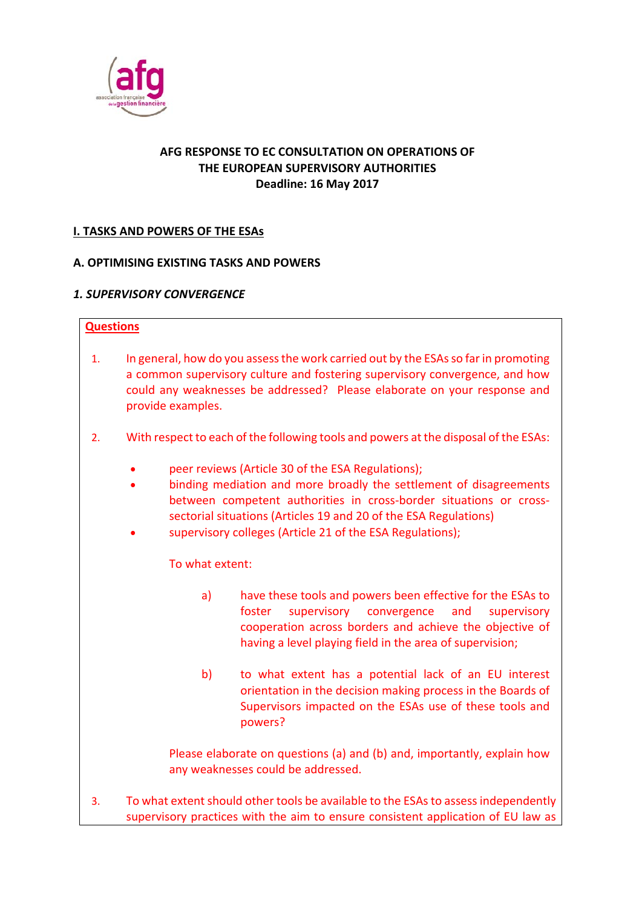**AFG RESPONSE TO EC CONSULTATION ON OPERATIONS OF THE EUROPEAN SUPERVISORY AUTHORITIES**
**Deadline: 16 May 2017**

## I. TASKS AND POWERS OF THE ESAs

### A. OPTIMISING EXISTING TASKS AND POWERS

#### *1. SUPERVISORY CONVERGENCE*

**Questions**

1. In general, how do you assess the work carried out by the ESAs so far in promoting a common supervisory culture and fostering supervisory convergence, and how could any weaknesses be addressed? Please elaborate on your response and provide examples.

2. With respect to each of the following tools and powers at the disposal of the ESAs:

   - peer reviews (Article 30 of the ESA Regulations);
   - binding mediation and more broadly the settlement of disagreements between competent authorities in cross-border situations or cross-sectorial situations (Articles 19 and 20 of the ESA Regulations)
   - supervisory colleges (Article 21 of the ESA Regulations);

   To what extent:

   a) have these tools and powers been effective for the ESAs to foster supervisory convergence and supervisory cooperation across borders and achieve the objective of having a level playing field in the area of supervision;

   b) to what extent has a potential lack of an EU interest orientation in the decision making process in the Boards of Supervisors impacted on the ESAs use of these tools and powers?

   Please elaborate on questions (a) and (b) and, importantly, explain how any weaknesses could be addressed.

3. To what extent should other tools be available to the ESAs to assess independently supervisory practices with the aim to ensure consistent application of EU law as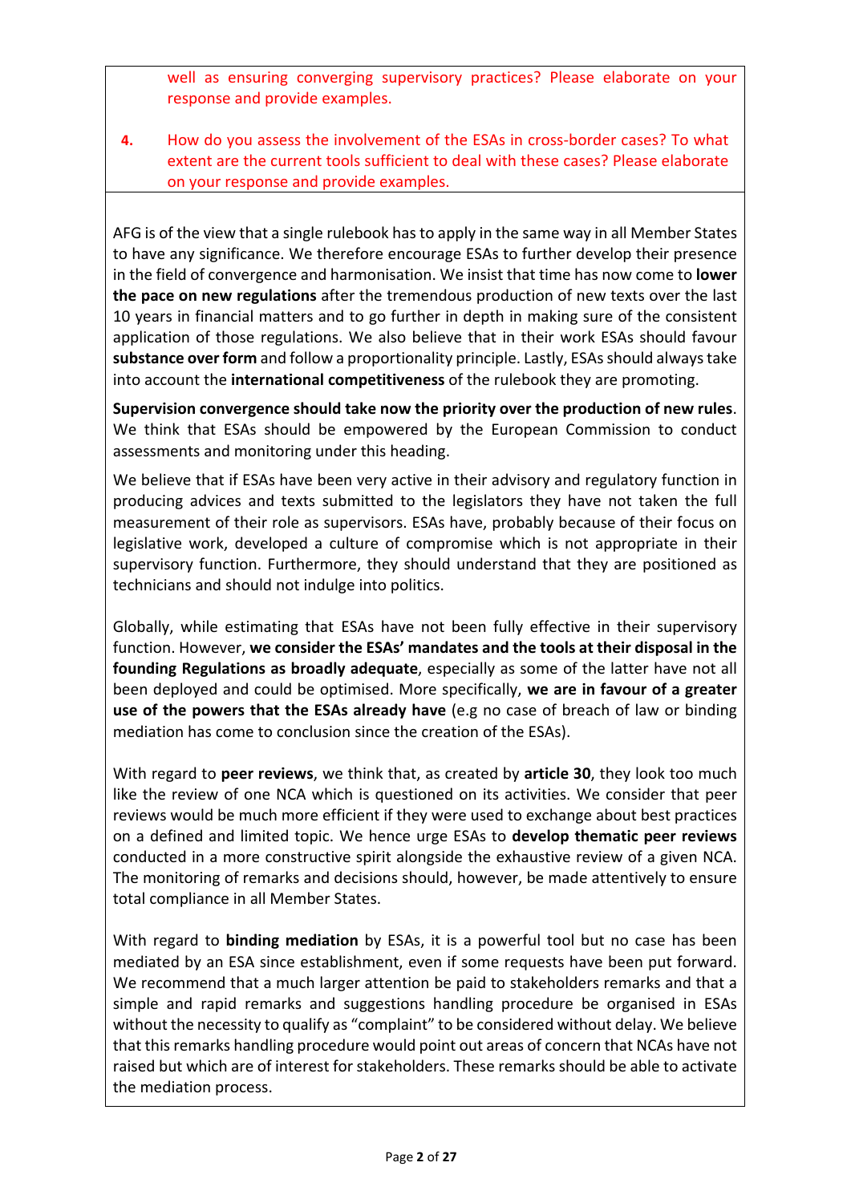well as ensuring converging supervisory practices? Please elaborate on your response and provide examples.

4. How do you assess the involvement of the ESAs in cross-border cases? To what extent are the current tools sufficient to deal with these cases? Please elaborate on your response and provide examples.

AFG is of the view that a single rulebook has to apply in the same way in all Member States to have any significance. We therefore encourage ESAs to further develop their presence in the field of convergence and harmonisation. We insist that time has now come to **lower the pace on new regulations** after the tremendous production of new texts over the last 10 years in financial matters and to go further in depth in making sure of the consistent application of those regulations. We also believe that in their work ESAs should favour **substance over form** and follow a proportionality principle. Lastly, ESAs should always take into account the **international competitiveness** of the rulebook they are promoting.

**Supervision convergence should take now the priority over the production of new rules**. We think that ESAs should be empowered by the European Commission to conduct assessments and monitoring under this heading.

We believe that if ESAs have been very active in their advisory and regulatory function in producing advices and texts submitted to the legislators they have not taken the full measurement of their role as supervisors. ESAs have, probably because of their focus on legislative work, developed a culture of compromise which is not appropriate in their supervisory function. Furthermore, they should understand that they are positioned as technicians and should not indulge into politics.

Globally, while estimating that ESAs have not been fully effective in their supervisory function. However, **we consider the ESAs' mandates and the tools at their disposal in the founding Regulations as broadly adequate**, especially as some of the latter have not all been deployed and could be optimised. More specifically, **we are in favour of a greater use of the powers that the ESAs already have** (e.g no case of breach of law or binding mediation has come to conclusion since the creation of the ESAs).

With regard to **peer reviews**, we think that, as created by **article 30**, they look too much like the review of one NCA which is questioned on its activities. We consider that peer reviews would be much more efficient if they were used to exchange about best practices on a defined and limited topic. We hence urge ESAs to **develop thematic peer reviews** conducted in a more constructive spirit alongside the exhaustive review of a given NCA. The monitoring of remarks and decisions should, however, be made attentively to ensure total compliance in all Member States.

With regard to **binding mediation** by ESAs, it is a powerful tool but no case has been mediated by an ESA since establishment, even if some requests have been put forward. We recommend that a much larger attention be paid to stakeholders remarks and that a simple and rapid remarks and suggestions handling procedure be organised in ESAs without the necessity to qualify as "complaint" to be considered without delay. We believe that this remarks handling procedure would point out areas of concern that NCAs have not raised but which are of interest for stakeholders. These remarks should be able to activate the mediation process.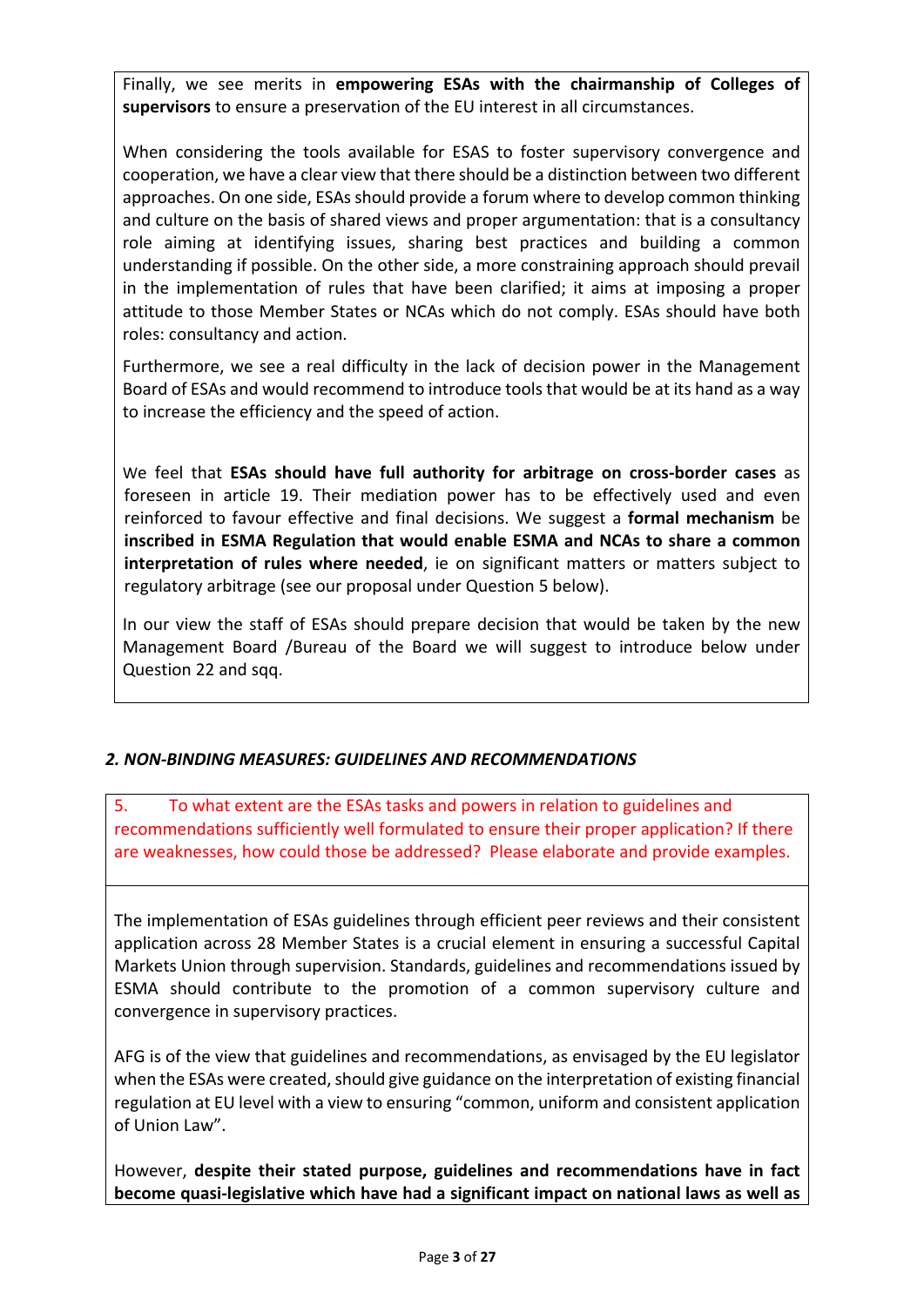Finally, we see merits in **empowering ESAs with the chairmanship of Colleges of supervisors** to ensure a preservation of the EU interest in all circumstances.

When considering the tools available for ESAS to foster supervisory convergence and cooperation, we have a clear view that there should be a distinction between two different approaches. On one side, ESAs should provide a forum where to develop common thinking and culture on the basis of shared views and proper argumentation: that is a consultancy role aiming at identifying issues, sharing best practices and building a common understanding if possible. On the other side, a more constraining approach should prevail in the implementation of rules that have been clarified; it aims at imposing a proper attitude to those Member States or NCAs which do not comply. ESAs should have both roles: consultancy and action.

Furthermore, we see a real difficulty in the lack of decision power in the Management Board of ESAs and would recommend to introduce tools that would be at its hand as a way to increase the efficiency and the speed of action.

We feel that **ESAs should have full authority for arbitrage on cross-border cases** as foreseen in article 19. Their mediation power has to be effectively used and even reinforced to favour effective and final decisions. We suggest a **formal mechanism** be **inscribed in ESMA Regulation that would enable ESMA and NCAs to share a common interpretation of rules where needed**, ie on significant matters or matters subject to regulatory arbitrage (see our proposal under Question 5 below).

In our view the staff of ESAs should prepare decision that would be taken by the new Management Board /Bureau of the Board we will suggest to introduce below under Question 22 and sqq.

## *2. NON-BINDING MEASURES: GUIDELINES AND RECOMMENDATIONS*

5. To what extent are the ESAs tasks and powers in relation to guidelines and recommendations sufficiently well formulated to ensure their proper application? If there are weaknesses, how could those be addressed? Please elaborate and provide examples.

The implementation of ESAs guidelines through efficient peer reviews and their consistent application across 28 Member States is a crucial element in ensuring a successful Capital Markets Union through supervision. Standards, guidelines and recommendations issued by ESMA should contribute to the promotion of a common supervisory culture and convergence in supervisory practices.

AFG is of the view that guidelines and recommendations, as envisaged by the EU legislator when the ESAs were created, should give guidance on the interpretation of existing financial regulation at EU level with a view to ensuring "common, uniform and consistent application of Union Law".

However, **despite their stated purpose, guidelines and recommendations have in fact become quasi-legislative which have had a significant impact on national laws as well as**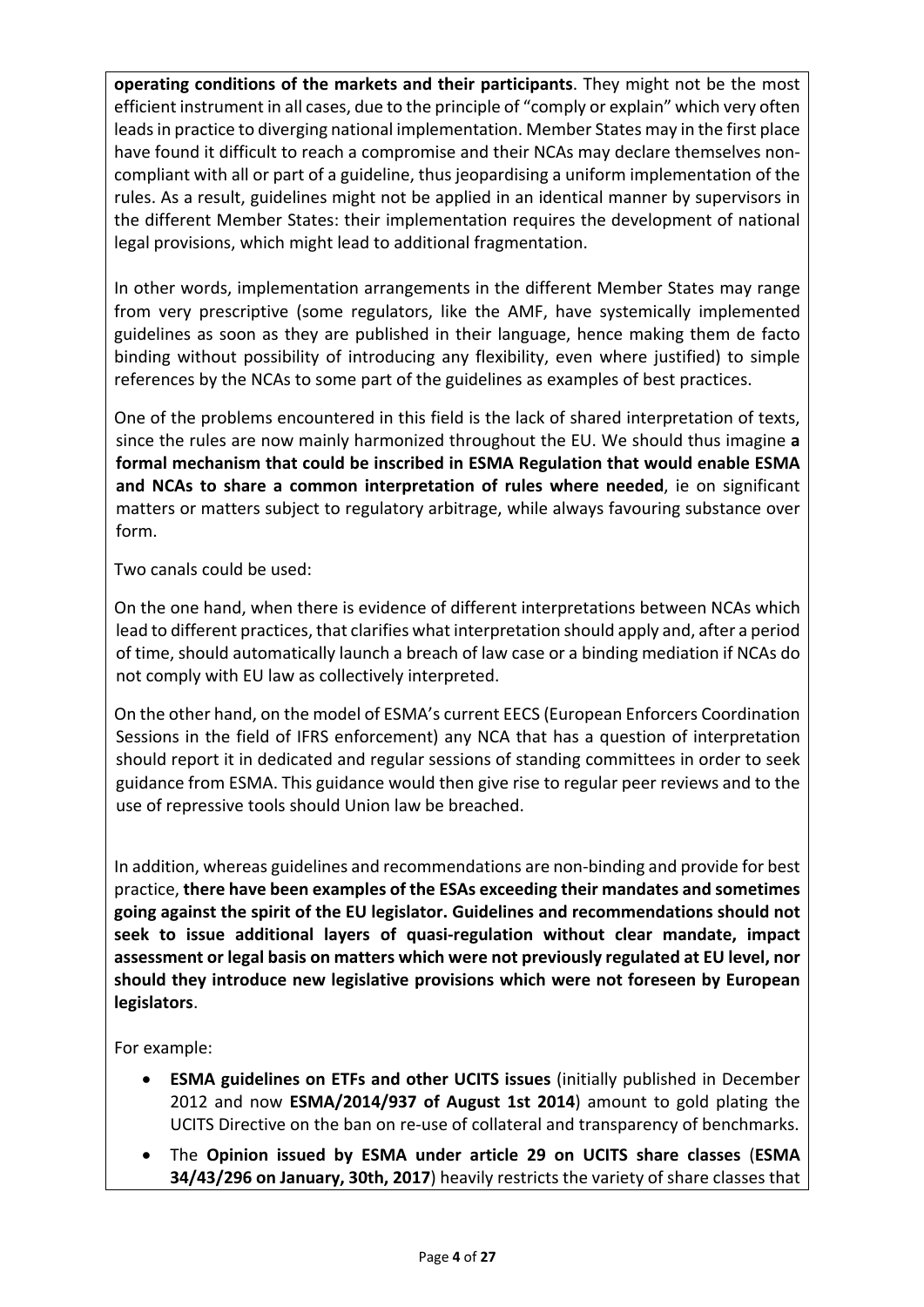**operating conditions of the markets and their participants**. They might not be the most efficient instrument in all cases, due to the principle of "comply or explain" which very often leads in practice to diverging national implementation. Member States may in the first place have found it difficult to reach a compromise and their NCAs may declare themselves non-compliant with all or part of a guideline, thus jeopardising a uniform implementation of the rules. As a result, guidelines might not be applied in an identical manner by supervisors in the different Member States: their implementation requires the development of national legal provisions, which might lead to additional fragmentation.

In other words, implementation arrangements in the different Member States may range from very prescriptive (some regulators, like the AMF, have systemically implemented guidelines as soon as they are published in their language, hence making them de facto binding without possibility of introducing any flexibility, even where justified) to simple references by the NCAs to some part of the guidelines as examples of best practices.

One of the problems encountered in this field is the lack of shared interpretation of texts, since the rules are now mainly harmonized throughout the EU. We should thus imagine **a formal mechanism that could be inscribed in ESMA Regulation that would enable ESMA and NCAs to share a common interpretation of rules where needed**, ie on significant matters or matters subject to regulatory arbitrage, while always favouring substance over form.

Two canals could be used:

On the one hand, when there is evidence of different interpretations between NCAs which lead to different practices, that clarifies what interpretation should apply and, after a period of time, should automatically launch a breach of law case or a binding mediation if NCAs do not comply with EU law as collectively interpreted.

On the other hand, on the model of ESMA's current EECS (European Enforcers Coordination Sessions in the field of IFRS enforcement) any NCA that has a question of interpretation should report it in dedicated and regular sessions of standing committees in order to seek guidance from ESMA. This guidance would then give rise to regular peer reviews and to the use of repressive tools should Union law be breached.

In addition, whereas guidelines and recommendations are non-binding and provide for best practice, **there have been examples of the ESAs exceeding their mandates and sometimes going against the spirit of the EU legislator. Guidelines and recommendations should not seek to issue additional layers of quasi-regulation without clear mandate, impact assessment or legal basis on matters which were not previously regulated at EU level, nor should they introduce new legislative provisions which were not foreseen by European legislators**.

For example:

- **ESMA guidelines on ETFs and other UCITS issues** (initially published in December 2012 and now **ESMA/2014/937 of August 1st 2014**) amount to gold plating the UCITS Directive on the ban on re-use of collateral and transparency of benchmarks.
- The **Opinion issued by ESMA under article 29 on UCITS share classes** (**ESMA 34/43/296 on January, 30th, 2017**) heavily restricts the variety of share classes that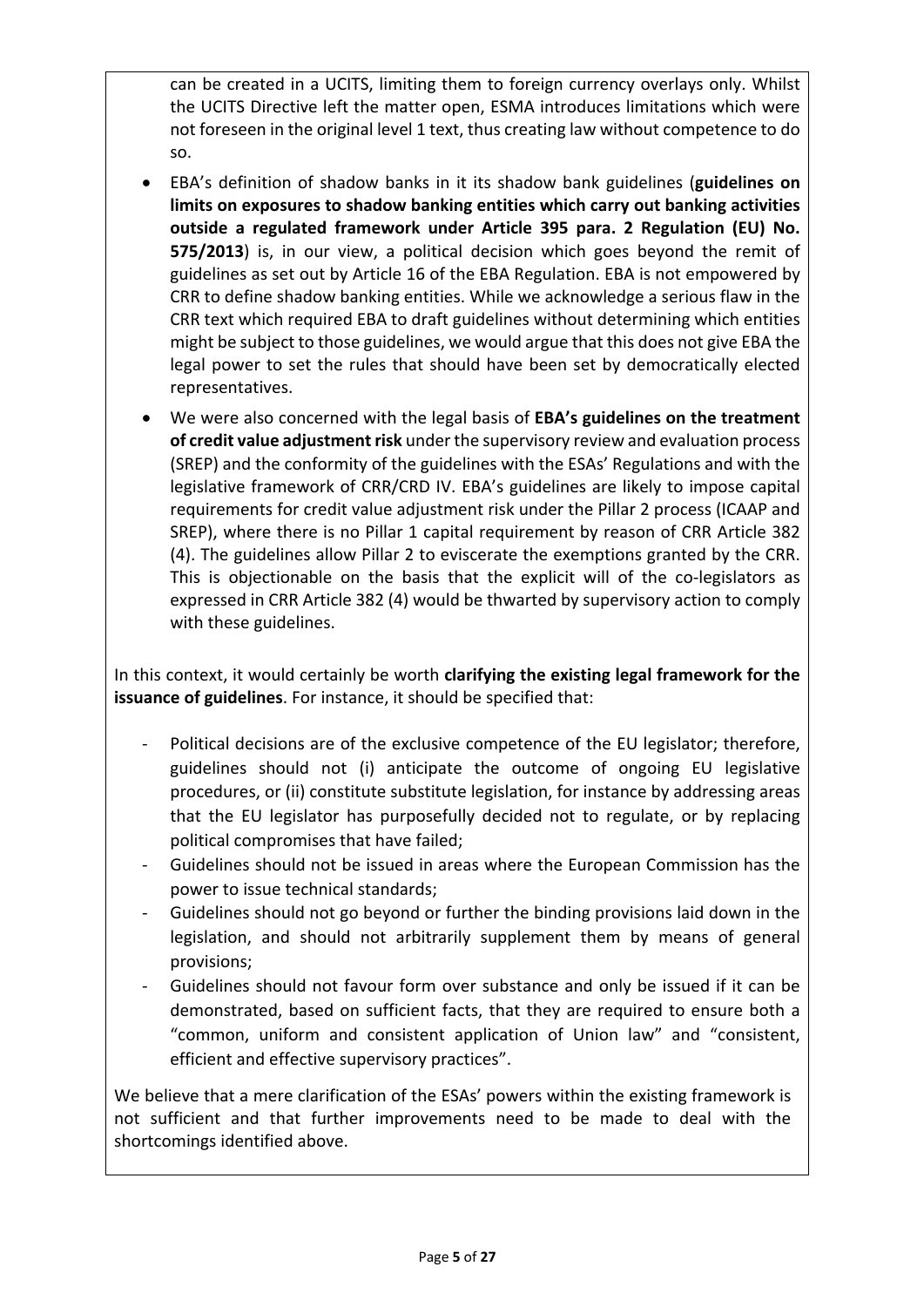can be created in a UCITS, limiting them to foreign currency overlays only. Whilst the UCITS Directive left the matter open, ESMA introduces limitations which were not foreseen in the original level 1 text, thus creating law without competence to do so.

- EBA's definition of shadow banks in it its shadow bank guidelines (**guidelines on limits on exposures to shadow banking entities which carry out banking activities outside a regulated framework under Article 395 para. 2 Regulation (EU) No. 575/2013**) is, in our view, a political decision which goes beyond the remit of guidelines as set out by Article 16 of the EBA Regulation. EBA is not empowered by CRR to define shadow banking entities. While we acknowledge a serious flaw in the CRR text which required EBA to draft guidelines without determining which entities might be subject to those guidelines, we would argue that this does not give EBA the legal power to set the rules that should have been set by democratically elected representatives.
- We were also concerned with the legal basis of **EBA's guidelines on the treatment of credit value adjustment risk** under the supervisory review and evaluation process (SREP) and the conformity of the guidelines with the ESAs' Regulations and with the legislative framework of CRR/CRD IV. EBA's guidelines are likely to impose capital requirements for credit value adjustment risk under the Pillar 2 process (ICAAP and SREP), where there is no Pillar 1 capital requirement by reason of CRR Article 382 (4). The guidelines allow Pillar 2 to eviscerate the exemptions granted by the CRR. This is objectionable on the basis that the explicit will of the co-legislators as expressed in CRR Article 382 (4) would be thwarted by supervisory action to comply with these guidelines.

In this context, it would certainly be worth **clarifying the existing legal framework for the issuance of guidelines**. For instance, it should be specified that:

- Political decisions are of the exclusive competence of the EU legislator; therefore, guidelines should not (i) anticipate the outcome of ongoing EU legislative procedures, or (ii) constitute substitute legislation, for instance by addressing areas that the EU legislator has purposefully decided not to regulate, or by replacing political compromises that have failed;
- Guidelines should not be issued in areas where the European Commission has the power to issue technical standards;
- Guidelines should not go beyond or further the binding provisions laid down in the legislation, and should not arbitrarily supplement them by means of general provisions;
- Guidelines should not favour form over substance and only be issued if it can be demonstrated, based on sufficient facts, that they are required to ensure both a "common, uniform and consistent application of Union law" and "consistent, efficient and effective supervisory practices".

We believe that a mere clarification of the ESAs' powers within the existing framework is not sufficient and that further improvements need to be made to deal with the shortcomings identified above.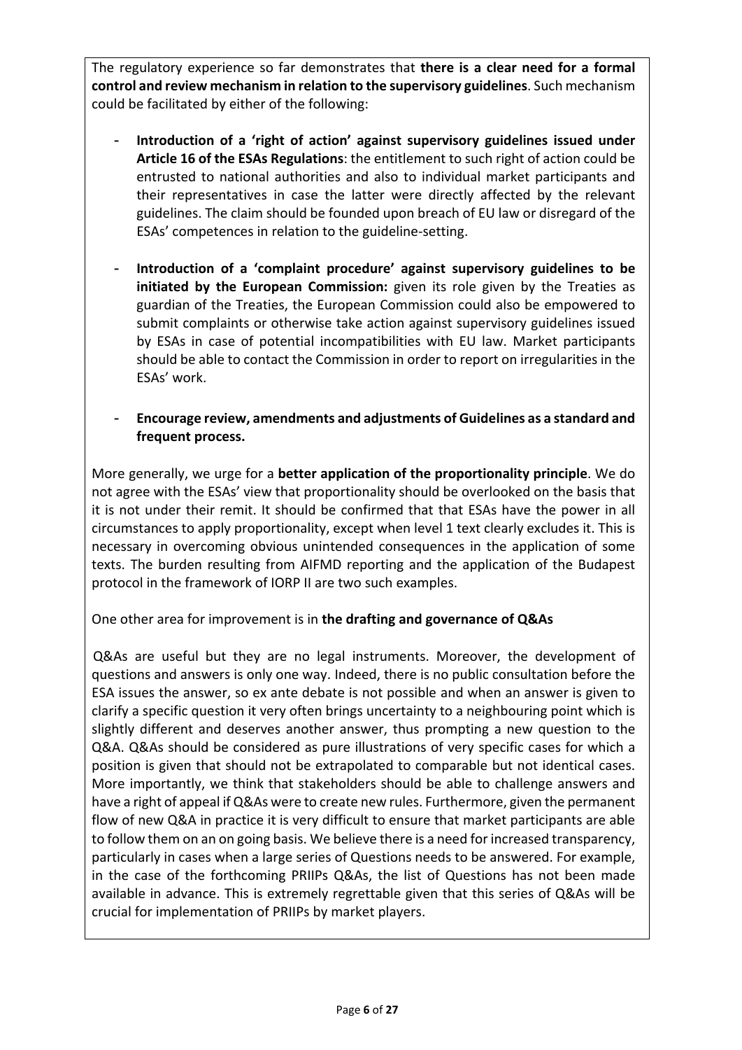The regulatory experience so far demonstrates that **there is a clear need for a formal control and review mechanism in relation to the supervisory guidelines**. Such mechanism could be facilitated by either of the following:

- **Introduction of a 'right of action' against supervisory guidelines issued under Article 16 of the ESAs Regulations**: the entitlement to such right of action could be entrusted to national authorities and also to individual market participants and their representatives in case the latter were directly affected by the relevant guidelines. The claim should be founded upon breach of EU law or disregard of the ESAs' competences in relation to the guideline-setting.

- **Introduction of a 'complaint procedure' against supervisory guidelines to be initiated by the European Commission:** given its role given by the Treaties as guardian of the Treaties, the European Commission could also be empowered to submit complaints or otherwise take action against supervisory guidelines issued by ESAs in case of potential incompatibilities with EU law. Market participants should be able to contact the Commission in order to report on irregularities in the ESAs' work.

- **Encourage review, amendments and adjustments of Guidelines as a standard and frequent process.**

More generally, we urge for a **better application of the proportionality principle**. We do not agree with the ESAs' view that proportionality should be overlooked on the basis that it is not under their remit. It should be confirmed that that ESAs have the power in all circumstances to apply proportionality, except when level 1 text clearly excludes it. This is necessary in overcoming obvious unintended consequences in the application of some texts. The burden resulting from AIFMD reporting and the application of the Budapest protocol in the framework of IORP II are two such examples.

One other area for improvement is in **the drafting and governance of Q&As**

Q&As are useful but they are no legal instruments. Moreover, the development of questions and answers is only one way. Indeed, there is no public consultation before the ESA issues the answer, so ex ante debate is not possible and when an answer is given to clarify a specific question it very often brings uncertainty to a neighbouring point which is slightly different and deserves another answer, thus prompting a new question to the Q&A. Q&As should be considered as pure illustrations of very specific cases for which a position is given that should not be extrapolated to comparable but not identical cases. More importantly, we think that stakeholders should be able to challenge answers and have a right of appeal if Q&As were to create new rules. Furthermore, given the permanent flow of new Q&A in practice it is very difficult to ensure that market participants are able to follow them on an on going basis. We believe there is a need for increased transparency, particularly in cases when a large series of Questions needs to be answered. For example, in the case of the forthcoming PRIIPs Q&As, the list of Questions has not been made available in advance. This is extremely regrettable given that this series of Q&As will be crucial for implementation of PRIIPs by market players.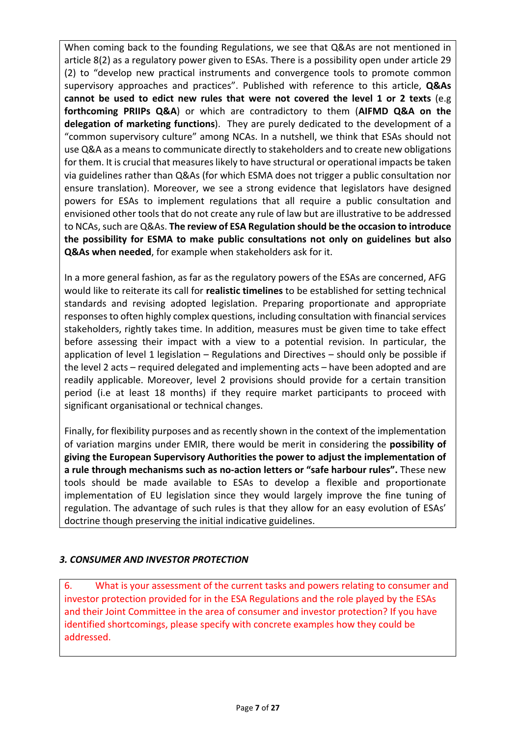When coming back to the founding Regulations, we see that Q&As are not mentioned in article 8(2) as a regulatory power given to ESAs. There is a possibility open under article 29 (2) to "develop new practical instruments and convergence tools to promote common supervisory approaches and practices". Published with reference to this article, **Q&As cannot be used to edict new rules that were not covered the level 1 or 2 texts** (e.g **forthcoming PRIIPs Q&A**) or which are contradictory to them (**AIFMD Q&A on the delegation of marketing functions**). They are purely dedicated to the development of a "common supervisory culture" among NCAs. In a nutshell, we think that ESAs should not use Q&A as a means to communicate directly to stakeholders and to create new obligations for them. It is crucial that measures likely to have structural or operational impacts be taken via guidelines rather than Q&As (for which ESMA does not trigger a public consultation nor ensure translation). Moreover, we see a strong evidence that legislators have designed powers for ESAs to implement regulations that all require a public consultation and envisioned other tools that do not create any rule of law but are illustrative to be addressed to NCAs, such are Q&As. **The review of ESA Regulation should be the occasion to introduce the possibility for ESMA to make public consultations not only on guidelines but also Q&As when needed**, for example when stakeholders ask for it.

In a more general fashion, as far as the regulatory powers of the ESAs are concerned, AFG would like to reiterate its call for **realistic timelines** to be established for setting technical standards and revising adopted legislation. Preparing proportionate and appropriate responses to often highly complex questions, including consultation with financial services stakeholders, rightly takes time. In addition, measures must be given time to take effect before assessing their impact with a view to a potential revision. In particular, the application of level 1 legislation – Regulations and Directives – should only be possible if the level 2 acts – required delegated and implementing acts – have been adopted and are readily applicable. Moreover, level 2 provisions should provide for a certain transition period (i.e at least 18 months) if they require market participants to proceed with significant organisational or technical changes.

Finally, for flexibility purposes and as recently shown in the context of the implementation of variation margins under EMIR, there would be merit in considering the **possibility of giving the European Supervisory Authorities the power to adjust the implementation of a rule through mechanisms such as no-action letters or "safe harbour rules".** These new tools should be made available to ESAs to develop a flexible and proportionate implementation of EU legislation since they would largely improve the fine tuning of regulation. The advantage of such rules is that they allow for an easy evolution of ESAs' doctrine though preserving the initial indicative guidelines.

### *3. CONSUMER AND INVESTOR PROTECTION*

6. What is your assessment of the current tasks and powers relating to consumer and investor protection provided for in the ESA Regulations and the role played by the ESAs and their Joint Committee in the area of consumer and investor protection? If you have identified shortcomings, please specify with concrete examples how they could be addressed.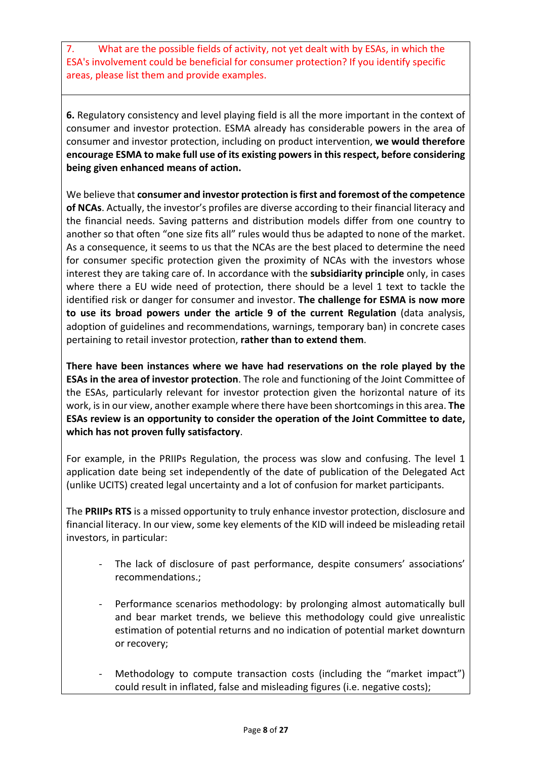7. What are the possible fields of activity, not yet dealt with by ESAs, in which the ESA's involvement could be beneficial for consumer protection? If you identify specific areas, please list them and provide examples.

**6.** Regulatory consistency and level playing field is all the more important in the context of consumer and investor protection. ESMA already has considerable powers in the area of consumer and investor protection, including on product intervention, **we would therefore encourage ESMA to make full use of its existing powers in this respect, before considering being given enhanced means of action.**

We believe that **consumer and investor protection is first and foremost of the competence of NCAs**. Actually, the investor's profiles are diverse according to their financial literacy and the financial needs. Saving patterns and distribution models differ from one country to another so that often "one size fits all" rules would thus be adapted to none of the market. As a consequence, it seems to us that the NCAs are the best placed to determine the need for consumer specific protection given the proximity of NCAs with the investors whose interest they are taking care of. In accordance with the **subsidiarity principle** only, in cases where there a EU wide need of protection, there should be a level 1 text to tackle the identified risk or danger for consumer and investor. **The challenge for ESMA is now more to use its broad powers under the article 9 of the current Regulation** (data analysis, adoption of guidelines and recommendations, warnings, temporary ban) in concrete cases pertaining to retail investor protection, **rather than to extend them**.

**There have been instances where we have had reservations on the role played by the ESAs in the area of investor protection**. The role and functioning of the Joint Committee of the ESAs, particularly relevant for investor protection given the horizontal nature of its work, is in our view, another example where there have been shortcomings in this area. **The ESAs review is an opportunity to consider the operation of the Joint Committee to date, which has not proven fully satisfactory**.

For example, in the PRIIPs Regulation, the process was slow and confusing. The level 1 application date being set independently of the date of publication of the Delegated Act (unlike UCITS) created legal uncertainty and a lot of confusion for market participants.

The **PRIIPs RTS** is a missed opportunity to truly enhance investor protection, disclosure and financial literacy. In our view, some key elements of the KID will indeed be misleading retail investors, in particular:

- The lack of disclosure of past performance, despite consumers' associations' recommendations.;
- Performance scenarios methodology: by prolonging almost automatically bull and bear market trends, we believe this methodology could give unrealistic estimation of potential returns and no indication of potential market downturn or recovery;
- Methodology to compute transaction costs (including the "market impact") could result in inflated, false and misleading figures (i.e. negative costs);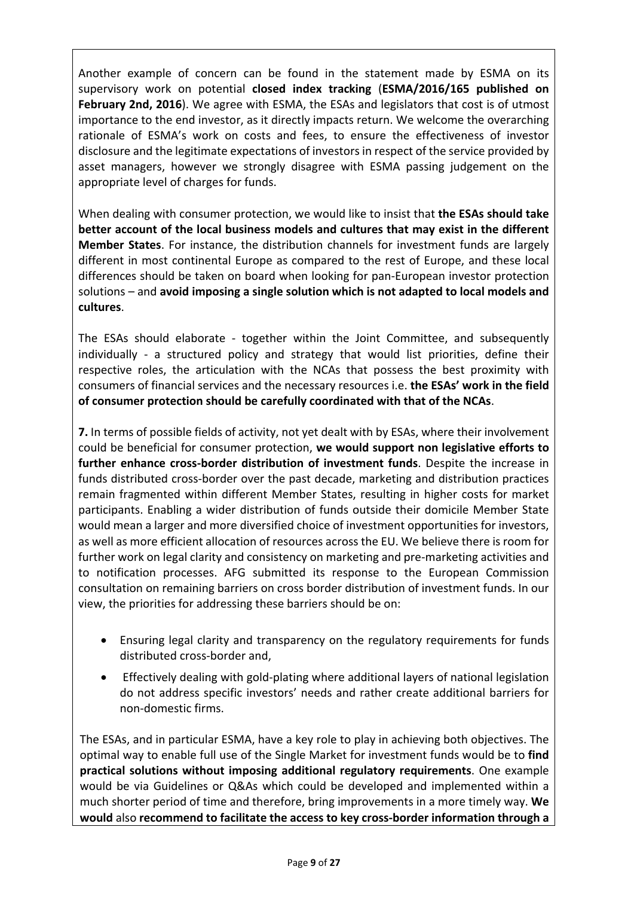Another example of concern can be found in the statement made by ESMA on its supervisory work on potential **closed index tracking** (**ESMA/2016/165 published on February 2nd, 2016**). We agree with ESMA, the ESAs and legislators that cost is of utmost importance to the end investor, as it directly impacts return. We welcome the overarching rationale of ESMA's work on costs and fees, to ensure the effectiveness of investor disclosure and the legitimate expectations of investors in respect of the service provided by asset managers, however we strongly disagree with ESMA passing judgement on the appropriate level of charges for funds.

When dealing with consumer protection, we would like to insist that **the ESAs should take better account of the local business models and cultures that may exist in the different Member States**. For instance, the distribution channels for investment funds are largely different in most continental Europe as compared to the rest of Europe, and these local differences should be taken on board when looking for pan-European investor protection solutions – and **avoid imposing a single solution which is not adapted to local models and cultures**.

The ESAs should elaborate - together within the Joint Committee, and subsequently individually - a structured policy and strategy that would list priorities, define their respective roles, the articulation with the NCAs that possess the best proximity with consumers of financial services and the necessary resources i.e. **the ESAs' work in the field of consumer protection should be carefully coordinated with that of the NCAs**.

**7.** In terms of possible fields of activity, not yet dealt with by ESAs, where their involvement could be beneficial for consumer protection, **we would support non legislative efforts to further enhance cross-border distribution of investment funds**. Despite the increase in funds distributed cross-border over the past decade, marketing and distribution practices remain fragmented within different Member States, resulting in higher costs for market participants. Enabling a wider distribution of funds outside their domicile Member State would mean a larger and more diversified choice of investment opportunities for investors, as well as more efficient allocation of resources across the EU. We believe there is room for further work on legal clarity and consistency on marketing and pre-marketing activities and to notification processes. AFG submitted its response to the European Commission consultation on remaining barriers on cross border distribution of investment funds. In our view, the priorities for addressing these barriers should be on:

- Ensuring legal clarity and transparency on the regulatory requirements for funds distributed cross-border and,
- Effectively dealing with gold-plating where additional layers of national legislation do not address specific investors' needs and rather create additional barriers for non-domestic firms.

The ESAs, and in particular ESMA, have a key role to play in achieving both objectives. The optimal way to enable full use of the Single Market for investment funds would be to **find practical solutions without imposing additional regulatory requirements**. One example would be via Guidelines or Q&As which could be developed and implemented within a much shorter period of time and therefore, bring improvements in a more timely way. **We would** also **recommend to facilitate the access to key cross-border information through a**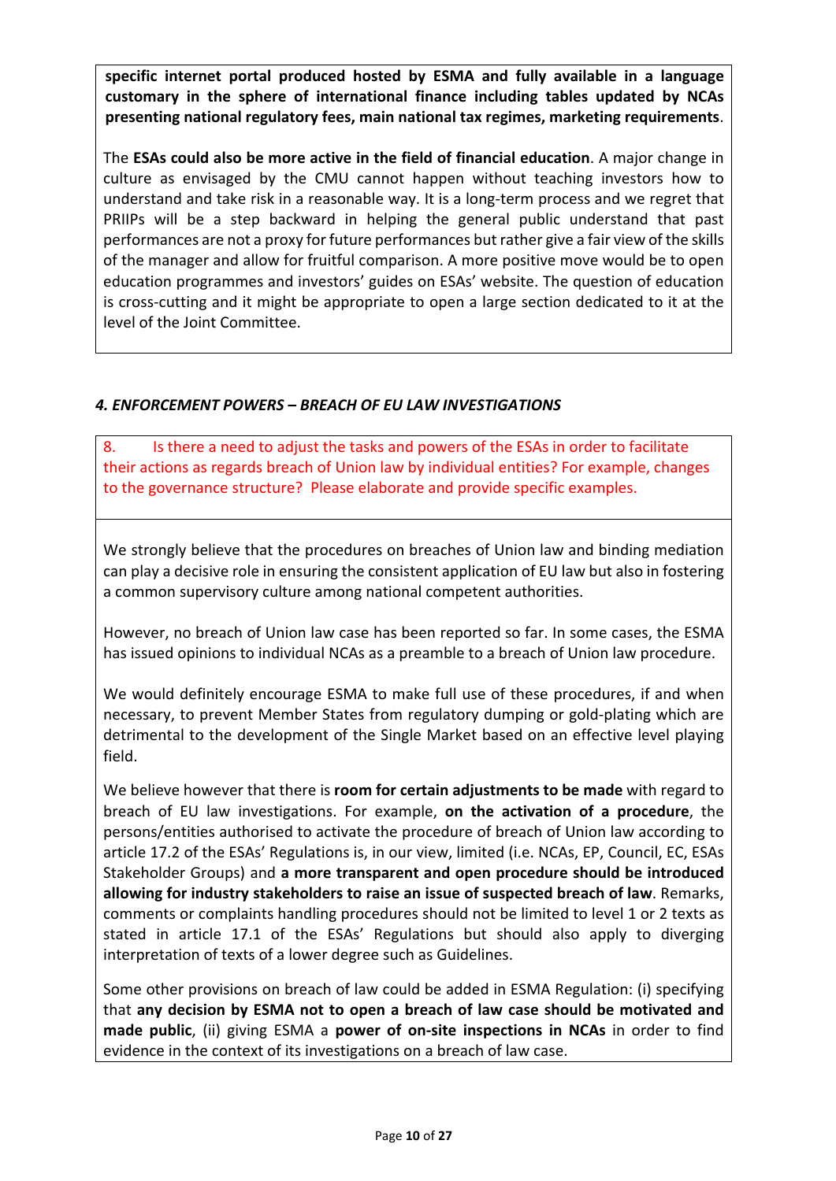**specific internet portal produced hosted by ESMA and fully available in a language customary in the sphere of international finance including tables updated by NCAs presenting national regulatory fees, main national tax regimes, marketing requirements**.

The **ESAs could also be more active in the field of financial education**. A major change in culture as envisaged by the CMU cannot happen without teaching investors how to understand and take risk in a reasonable way. It is a long-term process and we regret that PRIIPs will be a step backward in helping the general public understand that past performances are not a proxy for future performances but rather give a fair view of the skills of the manager and allow for fruitful comparison. A more positive move would be to open education programmes and investors' guides on ESAs' website. The question of education is cross-cutting and it might be appropriate to open a large section dedicated to it at the level of the Joint Committee.

### *4. ENFORCEMENT POWERS – BREACH OF EU LAW INVESTIGATIONS*

8. Is there a need to adjust the tasks and powers of the ESAs in order to facilitate their actions as regards breach of Union law by individual entities? For example, changes to the governance structure? Please elaborate and provide specific examples.

We strongly believe that the procedures on breaches of Union law and binding mediation can play a decisive role in ensuring the consistent application of EU law but also in fostering a common supervisory culture among national competent authorities.

However, no breach of Union law case has been reported so far. In some cases, the ESMA has issued opinions to individual NCAs as a preamble to a breach of Union law procedure.

We would definitely encourage ESMA to make full use of these procedures, if and when necessary, to prevent Member States from regulatory dumping or gold-plating which are detrimental to the development of the Single Market based on an effective level playing field.

We believe however that there is **room for certain adjustments to be made** with regard to breach of EU law investigations. For example, **on the activation of a procedure**, the persons/entities authorised to activate the procedure of breach of Union law according to article 17.2 of the ESAs' Regulations is, in our view, limited (i.e. NCAs, EP, Council, EC, ESAs Stakeholder Groups) and **a more transparent and open procedure should be introduced allowing for industry stakeholders to raise an issue of suspected breach of law**. Remarks, comments or complaints handling procedures should not be limited to level 1 or 2 texts as stated in article 17.1 of the ESAs' Regulations but should also apply to diverging interpretation of texts of a lower degree such as Guidelines.

Some other provisions on breach of law could be added in ESMA Regulation: (i) specifying that **any decision by ESMA not to open a breach of law case should be motivated and made public**, (ii) giving ESMA a **power of on-site inspections in NCAs** in order to find evidence in the context of its investigations on a breach of law case.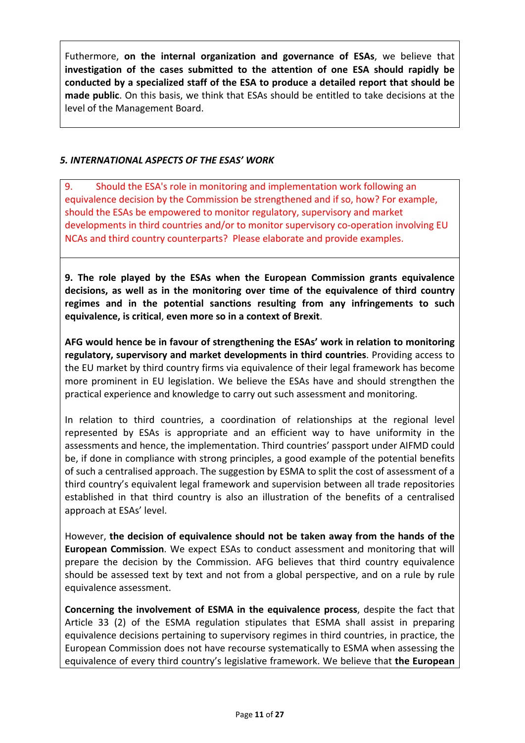Futhermore, **on the internal organization and governance of ESAs**, we believe that **investigation of the cases submitted to the attention of one ESA should rapidly be conducted by a specialized staff of the ESA to produce a detailed report that should be made public**. On this basis, we think that ESAs should be entitled to take decisions at the level of the Management Board.

### *5. INTERNATIONAL ASPECTS OF THE ESAS' WORK*

9. Should the ESA's role in monitoring and implementation work following an equivalence decision by the Commission be strengthened and if so, how? For example, should the ESAs be empowered to monitor regulatory, supervisory and market developments in third countries and/or to monitor supervisory co-operation involving EU NCAs and third country counterparts? Please elaborate and provide examples.

**9. The role played by the ESAs when the European Commission grants equivalence decisions, as well as in the monitoring over time of the equivalence of third country regimes and in the potential sanctions resulting from any infringements to such equivalence, is critical**, **even more so in a context of Brexit**.

**AFG would hence be in favour of strengthening the ESAs' work in relation to monitoring regulatory, supervisory and market developments in third countries**. Providing access to the EU market by third country firms via equivalence of their legal framework has become more prominent in EU legislation. We believe the ESAs have and should strengthen the practical experience and knowledge to carry out such assessment and monitoring.

In relation to third countries, a coordination of relationships at the regional level represented by ESAs is appropriate and an efficient way to have uniformity in the assessments and hence, the implementation. Third countries' passport under AIFMD could be, if done in compliance with strong principles, a good example of the potential benefits of such a centralised approach. The suggestion by ESMA to split the cost of assessment of a third country's equivalent legal framework and supervision between all trade repositories established in that third country is also an illustration of the benefits of a centralised approach at ESAs' level.

However, **the decision of equivalence should not be taken away from the hands of the European Commission**. We expect ESAs to conduct assessment and monitoring that will prepare the decision by the Commission. AFG believes that third country equivalence should be assessed text by text and not from a global perspective, and on a rule by rule equivalence assessment.

**Concerning the involvement of ESMA in the equivalence process**, despite the fact that Article 33 (2) of the ESMA regulation stipulates that ESMA shall assist in preparing equivalence decisions pertaining to supervisory regimes in third countries, in practice, the European Commission does not have recourse systematically to ESMA when assessing the equivalence of every third country's legislative framework. We believe that **the European**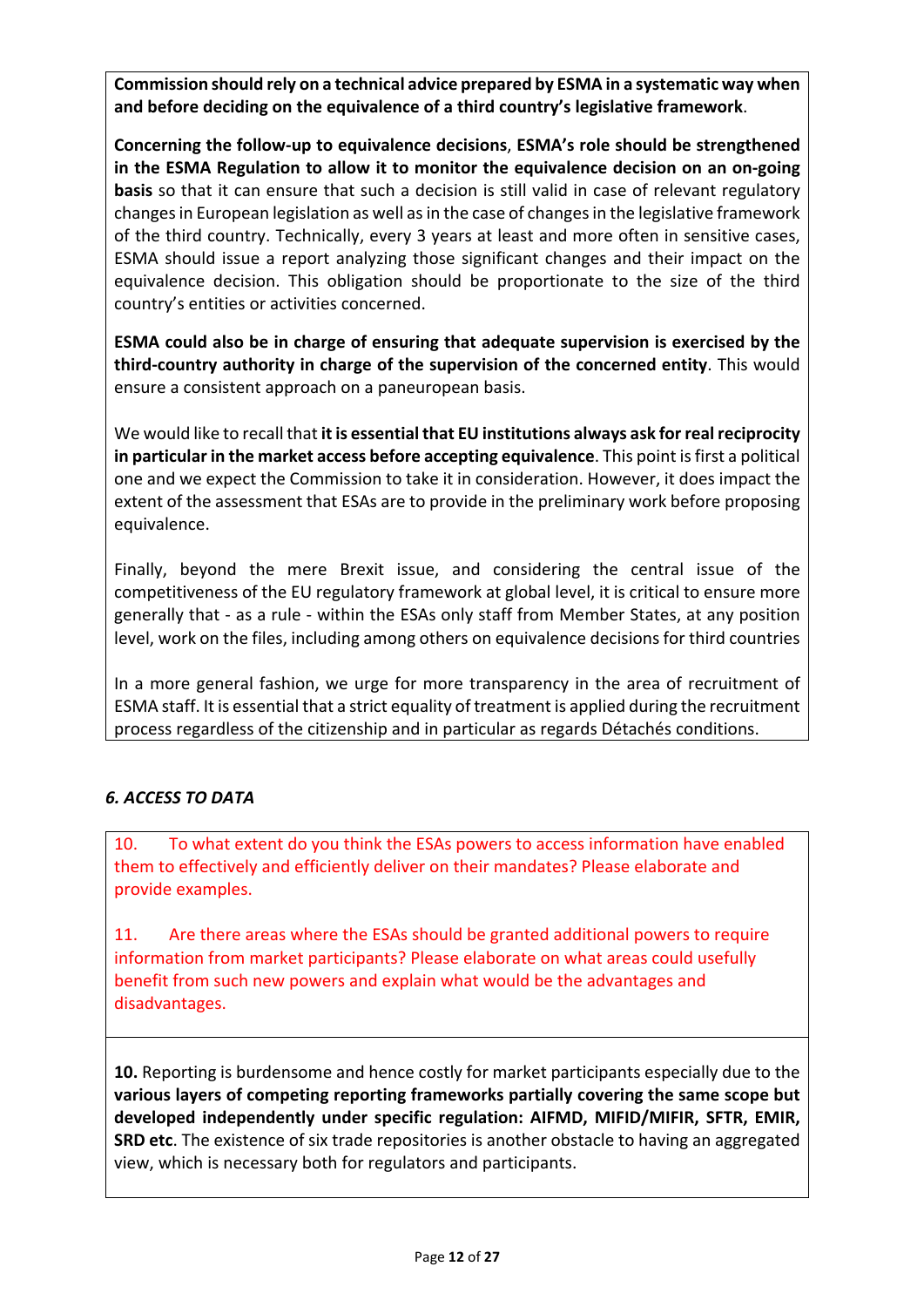**Commission should rely on a technical advice prepared by ESMA in a systematic way when and before deciding on the equivalence of a third country's legislative framework**.

**Concerning the follow-up to equivalence decisions**, **ESMA's role should be strengthened in the ESMA Regulation to allow it to monitor the equivalence decision on an on-going basis** so that it can ensure that such a decision is still valid in case of relevant regulatory changes in European legislation as well as in the case of changes in the legislative framework of the third country. Technically, every 3 years at least and more often in sensitive cases, ESMA should issue a report analyzing those significant changes and their impact on the equivalence decision. This obligation should be proportionate to the size of the third country's entities or activities concerned.

**ESMA could also be in charge of ensuring that adequate supervision is exercised by the third-country authority in charge of the supervision of the concerned entity**. This would ensure a consistent approach on a paneuropean basis.

We would like to recall that **it is essential that EU institutions always ask for real reciprocity in particular in the market access before accepting equivalence**. This point is first a political one and we expect the Commission to take it in consideration. However, it does impact the extent of the assessment that ESAs are to provide in the preliminary work before proposing equivalence.

Finally, beyond the mere Brexit issue, and considering the central issue of the competitiveness of the EU regulatory framework at global level, it is critical to ensure more generally that - as a rule - within the ESAs only staff from Member States, at any position level, work on the files, including among others on equivalence decisions for third countries

In a more general fashion, we urge for more transparency in the area of recruitment of ESMA staff. It is essential that a strict equality of treatment is applied during the recruitment process regardless of the citizenship and in particular as regards Détachés conditions.

## *6. ACCESS TO DATA*

10. To what extent do you think the ESAs powers to access information have enabled them to effectively and efficiently deliver on their mandates? Please elaborate and provide examples.

11. Are there areas where the ESAs should be granted additional powers to require information from market participants? Please elaborate on what areas could usefully benefit from such new powers and explain what would be the advantages and disadvantages.

**10.** Reporting is burdensome and hence costly for market participants especially due to the **various layers of competing reporting frameworks partially covering the same scope but developed independently under specific regulation: AIFMD, MIFID/MIFIR, SFTR, EMIR, SRD etc**. The existence of six trade repositories is another obstacle to having an aggregated view, which is necessary both for regulators and participants.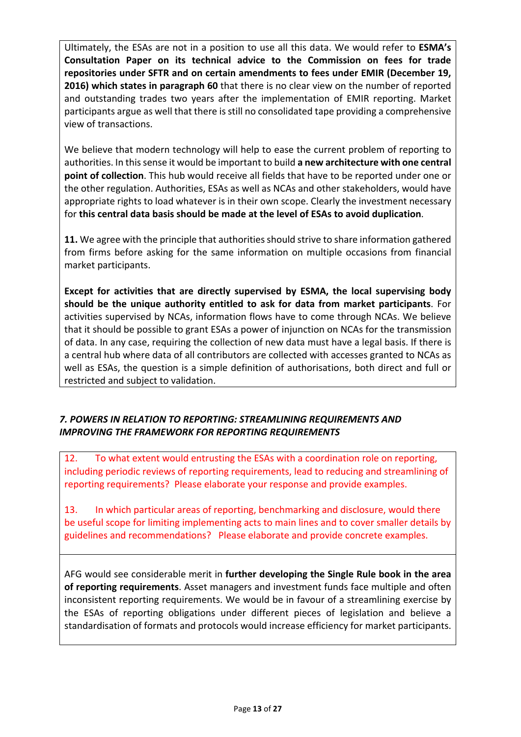Ultimately, the ESAs are not in a position to use all this data. We would refer to **ESMA's Consultation Paper on its technical advice to the Commission on fees for trade repositories under SFTR and on certain amendments to fees under EMIR (December 19, 2016) which states in paragraph 60** that there is no clear view on the number of reported and outstanding trades two years after the implementation of EMIR reporting. Market participants argue as well that there is still no consolidated tape providing a comprehensive view of transactions.

We believe that modern technology will help to ease the current problem of reporting to authorities. In this sense it would be important to build **a new architecture with one central point of collection**. This hub would receive all fields that have to be reported under one or the other regulation. Authorities, ESAs as well as NCAs and other stakeholders, would have appropriate rights to load whatever is in their own scope. Clearly the investment necessary for **this central data basis should be made at the level of ESAs to avoid duplication**.

**11.** We agree with the principle that authorities should strive to share information gathered from firms before asking for the same information on multiple occasions from financial market participants.

**Except for activities that are directly supervised by ESMA, the local supervising body should be the unique authority entitled to ask for data from market participants**. For activities supervised by NCAs, information flows have to come through NCAs. We believe that it should be possible to grant ESAs a power of injunction on NCAs for the transmission of data. In any case, requiring the collection of new data must have a legal basis. If there is a central hub where data of all contributors are collected with accesses granted to NCAs as well as ESAs, the question is a simple definition of authorisations, both direct and full or restricted and subject to validation.

### *7. POWERS IN RELATION TO REPORTING: STREAMLINING REQUIREMENTS AND IMPROVING THE FRAMEWORK FOR REPORTING REQUIREMENTS*

12. To what extent would entrusting the ESAs with a coordination role on reporting, including periodic reviews of reporting requirements, lead to reducing and streamlining of reporting requirements? Please elaborate your response and provide examples.

13. In which particular areas of reporting, benchmarking and disclosure, would there be useful scope for limiting implementing acts to main lines and to cover smaller details by guidelines and recommendations? Please elaborate and provide concrete examples.

AFG would see considerable merit in **further developing the Single Rule book in the area of reporting requirements**. Asset managers and investment funds face multiple and often inconsistent reporting requirements. We would be in favour of a streamlining exercise by the ESAs of reporting obligations under different pieces of legislation and believe a standardisation of formats and protocols would increase efficiency for market participants.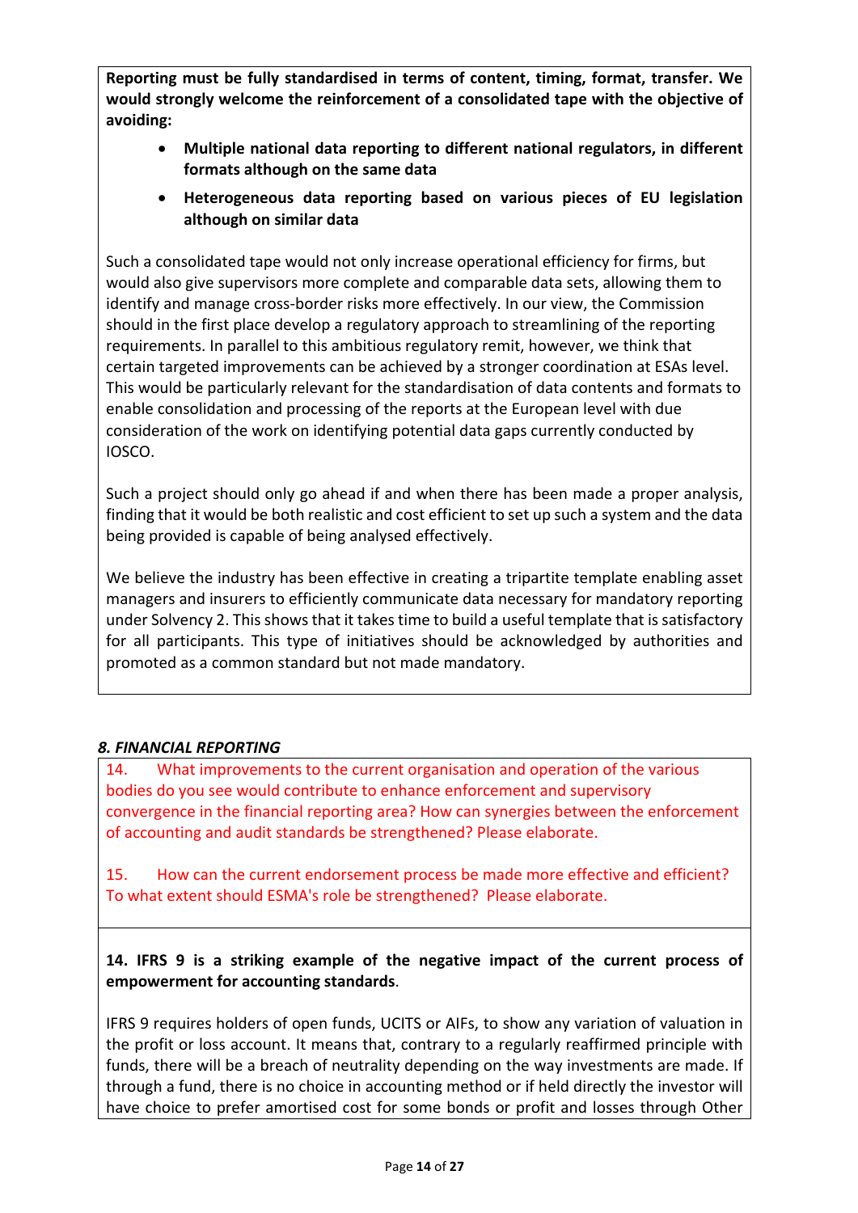**Reporting must be fully standardised in terms of content, timing, format, transfer. We would strongly welcome the reinforcement of a consolidated tape with the objective of avoiding:**

- **Multiple national data reporting to different national regulators, in different formats although on the same data**
- **Heterogeneous data reporting based on various pieces of EU legislation although on similar data**

Such a consolidated tape would not only increase operational efficiency for firms, but would also give supervisors more complete and comparable data sets, allowing them to identify and manage cross-border risks more effectively. In our view, the Commission should in the first place develop a regulatory approach to streamlining of the reporting requirements. In parallel to this ambitious regulatory remit, however, we think that certain targeted improvements can be achieved by a stronger coordination at ESAs level. This would be particularly relevant for the standardisation of data contents and formats to enable consolidation and processing of the reports at the European level with due consideration of the work on identifying potential data gaps currently conducted by IOSCO.

Such a project should only go ahead if and when there has been made a proper analysis, finding that it would be both realistic and cost efficient to set up such a system and the data being provided is capable of being analysed effectively.

We believe the industry has been effective in creating a tripartite template enabling asset managers and insurers to efficiently communicate data necessary for mandatory reporting under Solvency 2. This shows that it takes time to build a useful template that is satisfactory for all participants. This type of initiatives should be acknowledged by authorities and promoted as a common standard but not made mandatory.

### *8. FINANCIAL REPORTING*

14. What improvements to the current organisation and operation of the various bodies do you see would contribute to enhance enforcement and supervisory convergence in the financial reporting area? How can synergies between the enforcement of accounting and audit standards be strengthened? Please elaborate.

15. How can the current endorsement process be made more effective and efficient? To what extent should ESMA's role be strengthened? Please elaborate.

**14. IFRS 9 is a striking example of the negative impact of the current process of empowerment for accounting standards**.

IFRS 9 requires holders of open funds, UCITS or AIFs, to show any variation of valuation in the profit or loss account. It means that, contrary to a regularly reaffirmed principle with funds, there will be a breach of neutrality depending on the way investments are made. If through a fund, there is no choice in accounting method or if held directly the investor will have choice to prefer amortised cost for some bonds or profit and losses through Other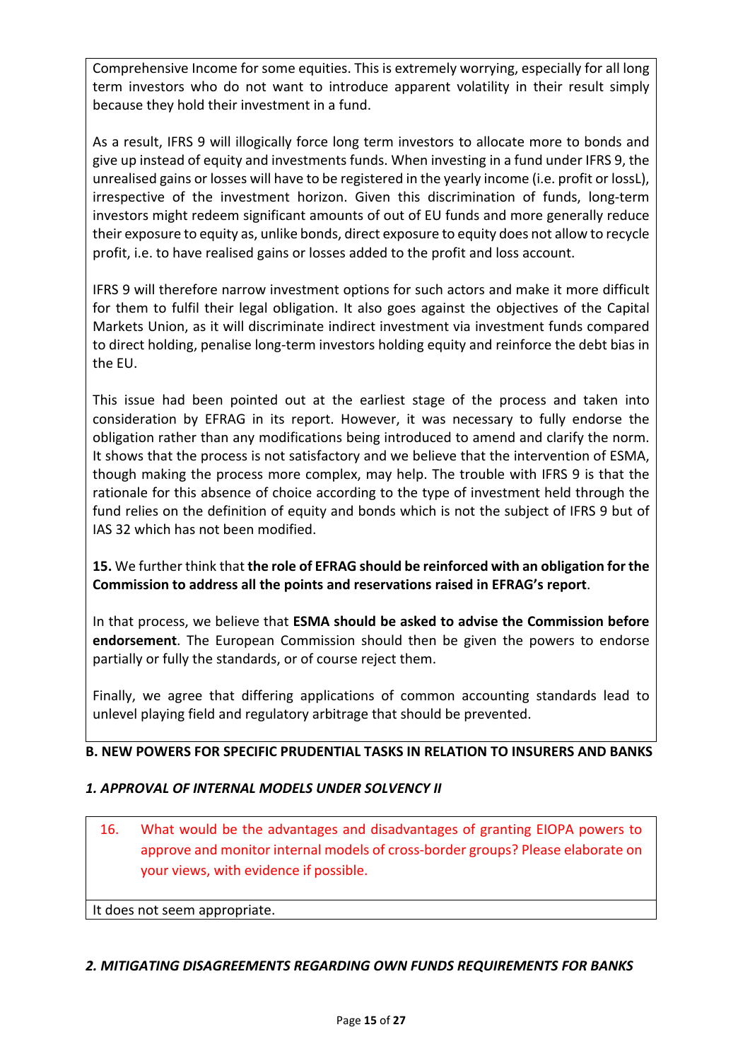Comprehensive Income for some equities. This is extremely worrying, especially for all long term investors who do not want to introduce apparent volatility in their result simply because they hold their investment in a fund.

As a result, IFRS 9 will illogically force long term investors to allocate more to bonds and give up instead of equity and investments funds. When investing in a fund under IFRS 9, the unrealised gains or losses will have to be registered in the yearly income (i.e. profit or lossL), irrespective of the investment horizon. Given this discrimination of funds, long-term investors might redeem significant amounts of out of EU funds and more generally reduce their exposure to equity as, unlike bonds, direct exposure to equity does not allow to recycle profit, i.e. to have realised gains or losses added to the profit and loss account.

IFRS 9 will therefore narrow investment options for such actors and make it more difficult for them to fulfil their legal obligation. It also goes against the objectives of the Capital Markets Union, as it will discriminate indirect investment via investment funds compared to direct holding, penalise long-term investors holding equity and reinforce the debt bias in the EU.

This issue had been pointed out at the earliest stage of the process and taken into consideration by EFRAG in its report. However, it was necessary to fully endorse the obligation rather than any modifications being introduced to amend and clarify the norm. It shows that the process is not satisfactory and we believe that the intervention of ESMA, though making the process more complex, may help. The trouble with IFRS 9 is that the rationale for this absence of choice according to the type of investment held through the fund relies on the definition of equity and bonds which is not the subject of IFRS 9 but of IAS 32 which has not been modified.

**15.** We further think that **the role of EFRAG should be reinforced with an obligation for the Commission to address all the points and reservations raised in EFRAG's report**.

In that process, we believe that **ESMA should be asked to advise the Commission before endorsement**. The European Commission should then be given the powers to endorse partially or fully the standards, or of course reject them.

Finally, we agree that differing applications of common accounting standards lead to unlevel playing field and regulatory arbitrage that should be prevented.

## B. NEW POWERS FOR SPECIFIC PRUDENTIAL TASKS IN RELATION TO INSURERS AND BANKS

### *1. APPROVAL OF INTERNAL MODELS UNDER SOLVENCY II*

16. What would be the advantages and disadvantages of granting EIOPA powers to approve and monitor internal models of cross-border groups? Please elaborate on your views, with evidence if possible.

It does not seem appropriate.

### *2. MITIGATING DISAGREEMENTS REGARDING OWN FUNDS REQUIREMENTS FOR BANKS*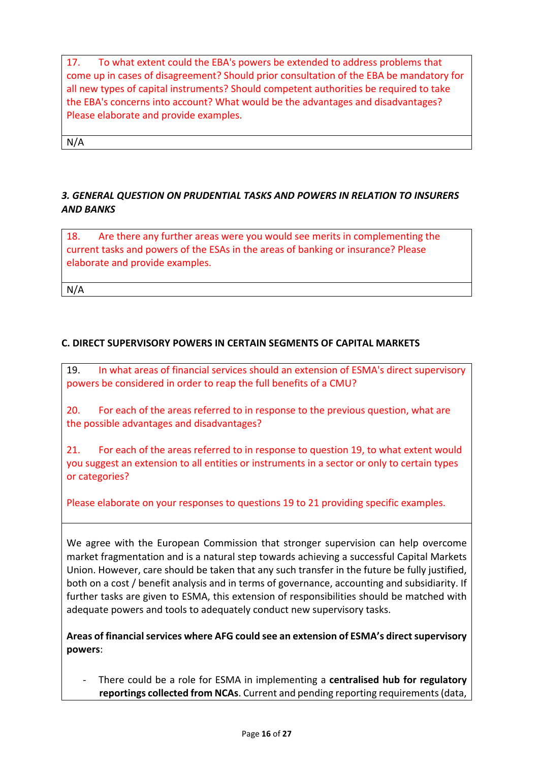17. To what extent could the EBA's powers be extended to address problems that come up in cases of disagreement? Should prior consultation of the EBA be mandatory for all new types of capital instruments? Should competent authorities be required to take the EBA's concerns into account? What would be the advantages and disadvantages? Please elaborate and provide examples.

N/A

### *3. GENERAL QUESTION ON PRUDENTIAL TASKS AND POWERS IN RELATION TO INSURERS AND BANKS*

18. Are there any further areas were you would see merits in complementing the current tasks and powers of the ESAs in the areas of banking or insurance? Please elaborate and provide examples.

N/A

## C. DIRECT SUPERVISORY POWERS IN CERTAIN SEGMENTS OF CAPITAL MARKETS

19. In what areas of financial services should an extension of ESMA's direct supervisory powers be considered in order to reap the full benefits of a CMU?

20. For each of the areas referred to in response to the previous question, what are the possible advantages and disadvantages?

21. For each of the areas referred to in response to question 19, to what extent would you suggest an extension to all entities or instruments in a sector or only to certain types or categories?

Please elaborate on your responses to questions 19 to 21 providing specific examples.

We agree with the European Commission that stronger supervision can help overcome market fragmentation and is a natural step towards achieving a successful Capital Markets Union. However, care should be taken that any such transfer in the future be fully justified, both on a cost / benefit analysis and in terms of governance, accounting and subsidiarity. If further tasks are given to ESMA, this extension of responsibilities should be matched with adequate powers and tools to adequately conduct new supervisory tasks.

**Areas of financial services where AFG could see an extension of ESMA's direct supervisory powers**:

- There could be a role for ESMA in implementing a **centralised hub for regulatory reportings collected from NCAs**. Current and pending reporting requirements (data,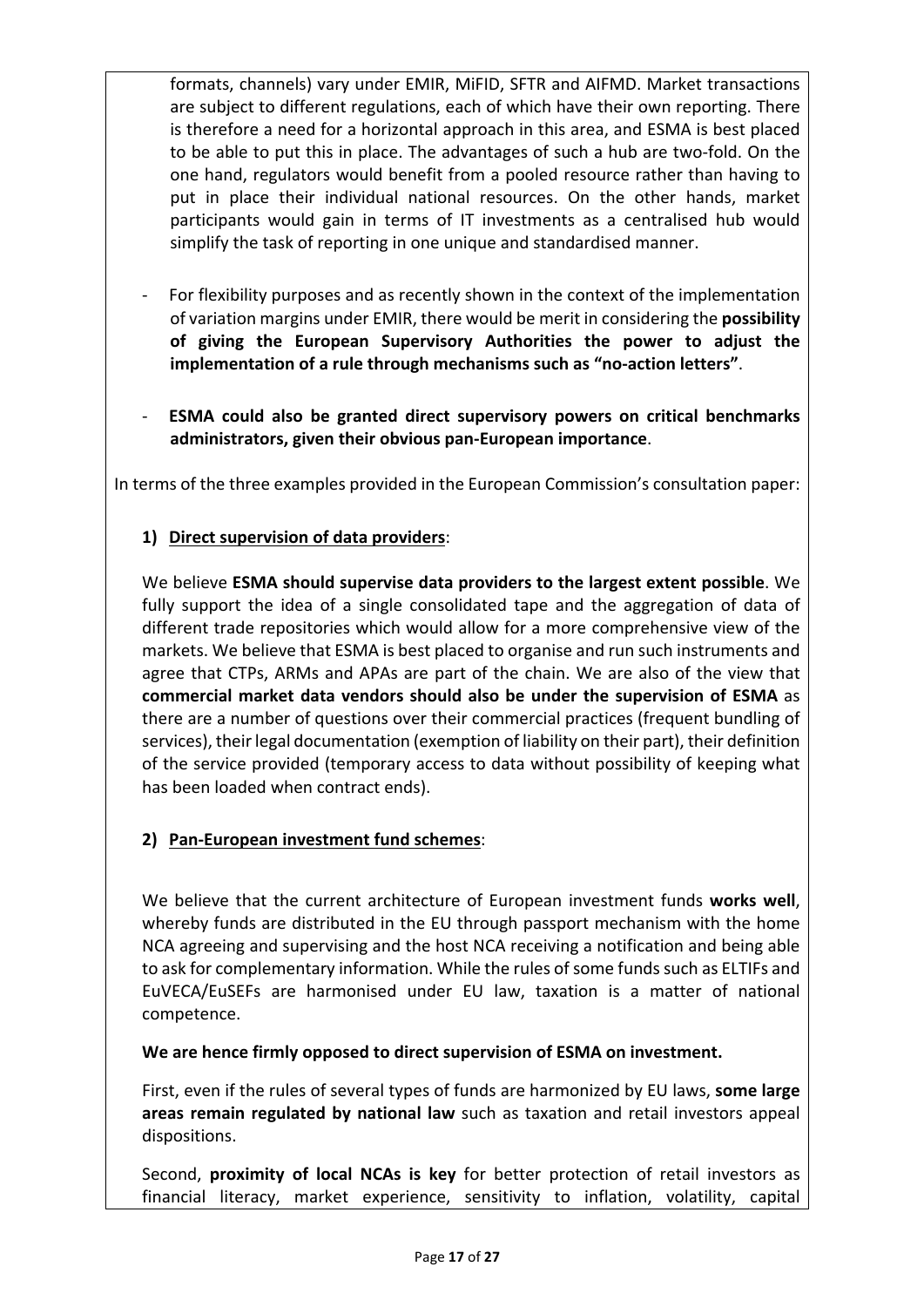formats, channels) vary under EMIR, MiFID, SFTR and AIFMD. Market transactions are subject to different regulations, each of which have their own reporting. There is therefore a need for a horizontal approach in this area, and ESMA is best placed to be able to put this in place. The advantages of such a hub are two-fold. On the one hand, regulators would benefit from a pooled resource rather than having to put in place their individual national resources. On the other hands, market participants would gain in terms of IT investments as a centralised hub would simplify the task of reporting in one unique and standardised manner.

- For flexibility purposes and as recently shown in the context of the implementation of variation margins under EMIR, there would be merit in considering the **possibility of giving the European Supervisory Authorities the power to adjust the implementation of a rule through mechanisms such as "no-action letters"**.

- **ESMA could also be granted direct supervisory powers on critical benchmarks administrators, given their obvious pan-European importance**.

In terms of the three examples provided in the European Commission's consultation paper:

1) **Direct supervision of data providers**:

We believe **ESMA should supervise data providers to the largest extent possible**. We fully support the idea of a single consolidated tape and the aggregation of data of different trade repositories which would allow for a more comprehensive view of the markets. We believe that ESMA is best placed to organise and run such instruments and agree that CTPs, ARMs and APAs are part of the chain. We are also of the view that **commercial market data vendors should also be under the supervision of ESMA** as there are a number of questions over their commercial practices (frequent bundling of services), their legal documentation (exemption of liability on their part), their definition of the service provided (temporary access to data without possibility of keeping what has been loaded when contract ends).

2) **Pan-European investment fund schemes**:

We believe that the current architecture of European investment funds **works well**, whereby funds are distributed in the EU through passport mechanism with the home NCA agreeing and supervising and the host NCA receiving a notification and being able to ask for complementary information. While the rules of some funds such as ELTIFs and EuVECA/EuSEFs are harmonised under EU law, taxation is a matter of national competence.

**We are hence firmly opposed to direct supervision of ESMA on investment.**

First, even if the rules of several types of funds are harmonized by EU laws, **some large areas remain regulated by national law** such as taxation and retail investors appeal dispositions.

Second, **proximity of local NCAs is key** for better protection of retail investors as financial literacy, market experience, sensitivity to inflation, volatility, capital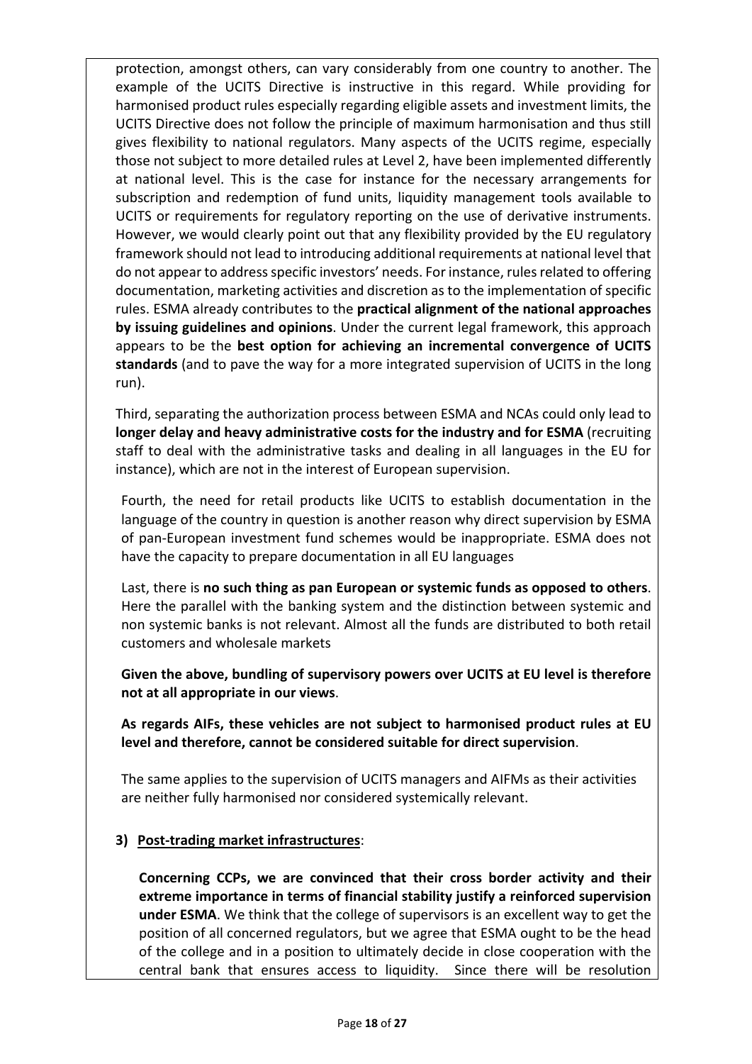protection, amongst others, can vary considerably from one country to another. The example of the UCITS Directive is instructive in this regard. While providing for harmonised product rules especially regarding eligible assets and investment limits, the UCITS Directive does not follow the principle of maximum harmonisation and thus still gives flexibility to national regulators. Many aspects of the UCITS regime, especially those not subject to more detailed rules at Level 2, have been implemented differently at national level. This is the case for instance for the necessary arrangements for subscription and redemption of fund units, liquidity management tools available to UCITS or requirements for regulatory reporting on the use of derivative instruments. However, we would clearly point out that any flexibility provided by the EU regulatory framework should not lead to introducing additional requirements at national level that do not appear to address specific investors' needs. For instance, rules related to offering documentation, marketing activities and discretion as to the implementation of specific rules. ESMA already contributes to the **practical alignment of the national approaches by issuing guidelines and opinions**. Under the current legal framework, this approach appears to be the **best option for achieving an incremental convergence of UCITS standards** (and to pave the way for a more integrated supervision of UCITS in the long run).

Third, separating the authorization process between ESMA and NCAs could only lead to **longer delay and heavy administrative costs for the industry and for ESMA** (recruiting staff to deal with the administrative tasks and dealing in all languages in the EU for instance), which are not in the interest of European supervision.

Fourth, the need for retail products like UCITS to establish documentation in the language of the country in question is another reason why direct supervision by ESMA of pan-European investment fund schemes would be inappropriate. ESMA does not have the capacity to prepare documentation in all EU languages

Last, there is **no such thing as pan European or systemic funds as opposed to others**. Here the parallel with the banking system and the distinction between systemic and non systemic banks is not relevant. Almost all the funds are distributed to both retail customers and wholesale markets

**Given the above, bundling of supervisory powers over UCITS at EU level is therefore not at all appropriate in our views**.

**As regards AIFs, these vehicles are not subject to harmonised product rules at EU level and therefore, cannot be considered suitable for direct supervision**.

The same applies to the supervision of UCITS managers and AIFMs as their activities are neither fully harmonised nor considered systemically relevant.

**3) Post-trading market infrastructures**:

**Concerning CCPs, we are convinced that their cross border activity and their extreme importance in terms of financial stability justify a reinforced supervision under ESMA**. We think that the college of supervisors is an excellent way to get the position of all concerned regulators, but we agree that ESMA ought to be the head of the college and in a position to ultimately decide in close cooperation with the central bank that ensures access to liquidity. Since there will be resolution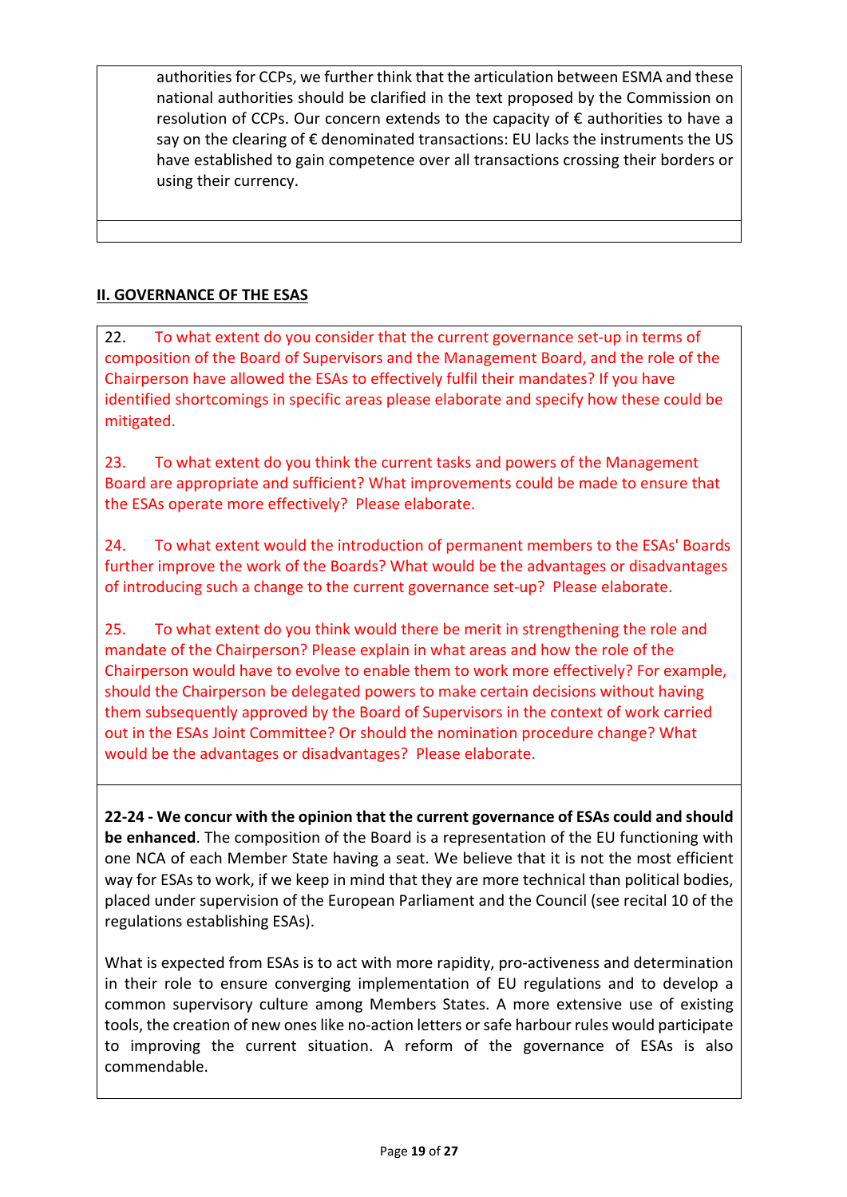authorities for CCPs, we further think that the articulation between ESMA and these national authorities should be clarified in the text proposed by the Commission on resolution of CCPs. Our concern extends to the capacity of € authorities to have a say on the clearing of € denominated transactions: EU lacks the instruments the US have established to gain competence over all transactions crossing their borders or using their currency.

## II. GOVERNANCE OF THE ESAS

22. To what extent do you consider that the current governance set-up in terms of composition of the Board of Supervisors and the Management Board, and the role of the Chairperson have allowed the ESAs to effectively fulfil their mandates? If you have identified shortcomings in specific areas please elaborate and specify how these could be mitigated.

23. To what extent do you think the current tasks and powers of the Management Board are appropriate and sufficient? What improvements could be made to ensure that the ESAs operate more effectively? Please elaborate.

24. To what extent would the introduction of permanent members to the ESAs' Boards further improve the work of the Boards? What would be the advantages or disadvantages of introducing such a change to the current governance set-up? Please elaborate.

25. To what extent do you think would there be merit in strengthening the role and mandate of the Chairperson? Please explain in what areas and how the role of the Chairperson would have to evolve to enable them to work more effectively? For example, should the Chairperson be delegated powers to make certain decisions without having them subsequently approved by the Board of Supervisors in the context of work carried out in the ESAs Joint Committee? Or should the nomination procedure change? What would be the advantages or disadvantages? Please elaborate.

**22-24 - We concur with the opinion that the current governance of ESAs could and should be enhanced**. The composition of the Board is a representation of the EU functioning with one NCA of each Member State having a seat. We believe that it is not the most efficient way for ESAs to work, if we keep in mind that they are more technical than political bodies, placed under supervision of the European Parliament and the Council (see recital 10 of the regulations establishing ESAs).

What is expected from ESAs is to act with more rapidity, pro-activeness and determination in their role to ensure converging implementation of EU regulations and to develop a common supervisory culture among Members States. A more extensive use of existing tools, the creation of new ones like no-action letters or safe harbour rules would participate to improving the current situation. A reform of the governance of ESAs is also commendable.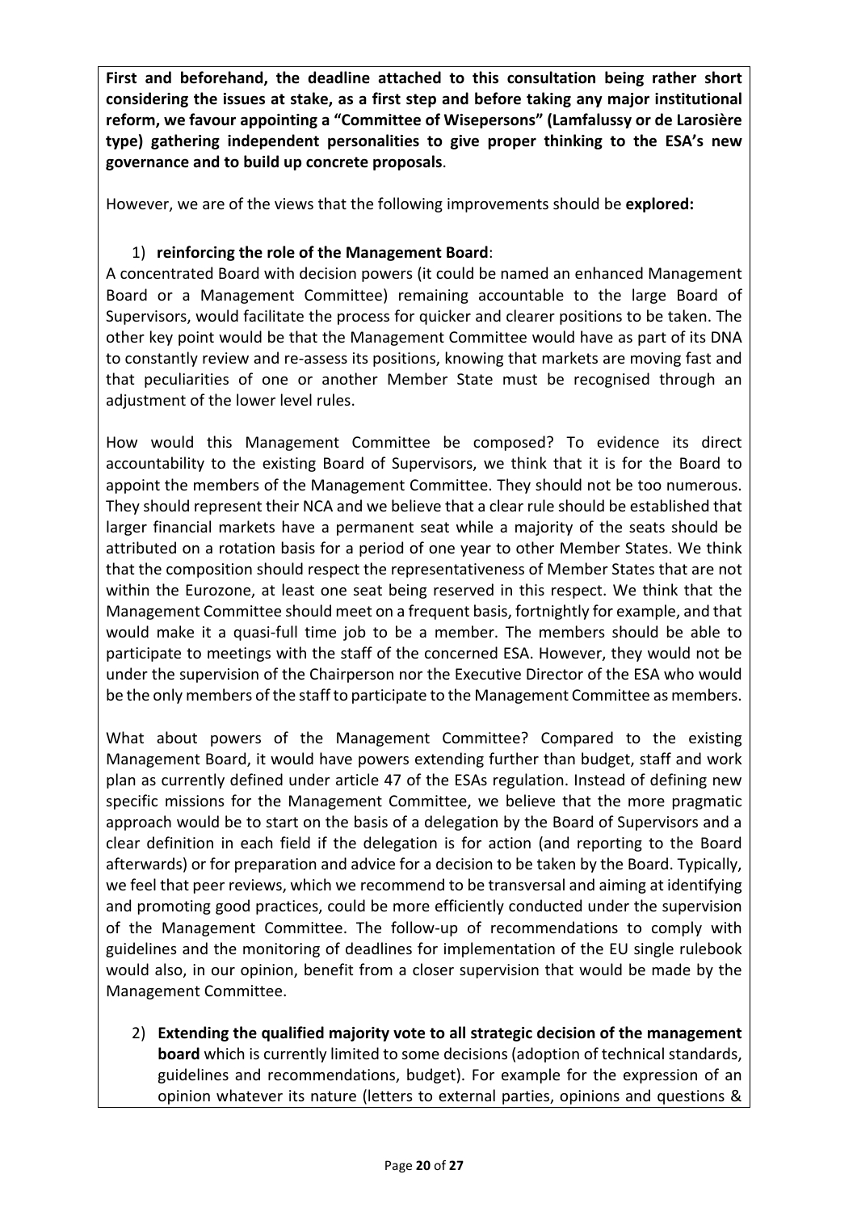**First and beforehand, the deadline attached to this consultation being rather short considering the issues at stake, as a first step and before taking any major institutional reform, we favour appointing a "Committee of Wisepersons" (Lamfalussy or de Larosière type) gathering independent personalities to give proper thinking to the ESA's new governance and to build up concrete proposals**.

However, we are of the views that the following improvements should be **explored:**

1) **reinforcing the role of the Management Board**:

A concentrated Board with decision powers (it could be named an enhanced Management Board or a Management Committee) remaining accountable to the large Board of Supervisors, would facilitate the process for quicker and clearer positions to be taken. The other key point would be that the Management Committee would have as part of its DNA to constantly review and re-assess its positions, knowing that markets are moving fast and that peculiarities of one or another Member State must be recognised through an adjustment of the lower level rules.

How would this Management Committee be composed? To evidence its direct accountability to the existing Board of Supervisors, we think that it is for the Board to appoint the members of the Management Committee. They should not be too numerous. They should represent their NCA and we believe that a clear rule should be established that larger financial markets have a permanent seat while a majority of the seats should be attributed on a rotation basis for a period of one year to other Member States. We think that the composition should respect the representativeness of Member States that are not within the Eurozone, at least one seat being reserved in this respect. We think that the Management Committee should meet on a frequent basis, fortnightly for example, and that would make it a quasi-full time job to be a member. The members should be able to participate to meetings with the staff of the concerned ESA. However, they would not be under the supervision of the Chairperson nor the Executive Director of the ESA who would be the only members of the staff to participate to the Management Committee as members.

What about powers of the Management Committee? Compared to the existing Management Board, it would have powers extending further than budget, staff and work plan as currently defined under article 47 of the ESAs regulation. Instead of defining new specific missions for the Management Committee, we believe that the more pragmatic approach would be to start on the basis of a delegation by the Board of Supervisors and a clear definition in each field if the delegation is for action (and reporting to the Board afterwards) or for preparation and advice for a decision to be taken by the Board. Typically, we feel that peer reviews, which we recommend to be transversal and aiming at identifying and promoting good practices, could be more efficiently conducted under the supervision of the Management Committee. The follow-up of recommendations to comply with guidelines and the monitoring of deadlines for implementation of the EU single rulebook would also, in our opinion, benefit from a closer supervision that would be made by the Management Committee.

2) **Extending the qualified majority vote to all strategic decision of the management board** which is currently limited to some decisions (adoption of technical standards, guidelines and recommendations, budget). For example for the expression of an opinion whatever its nature (letters to external parties, opinions and questions &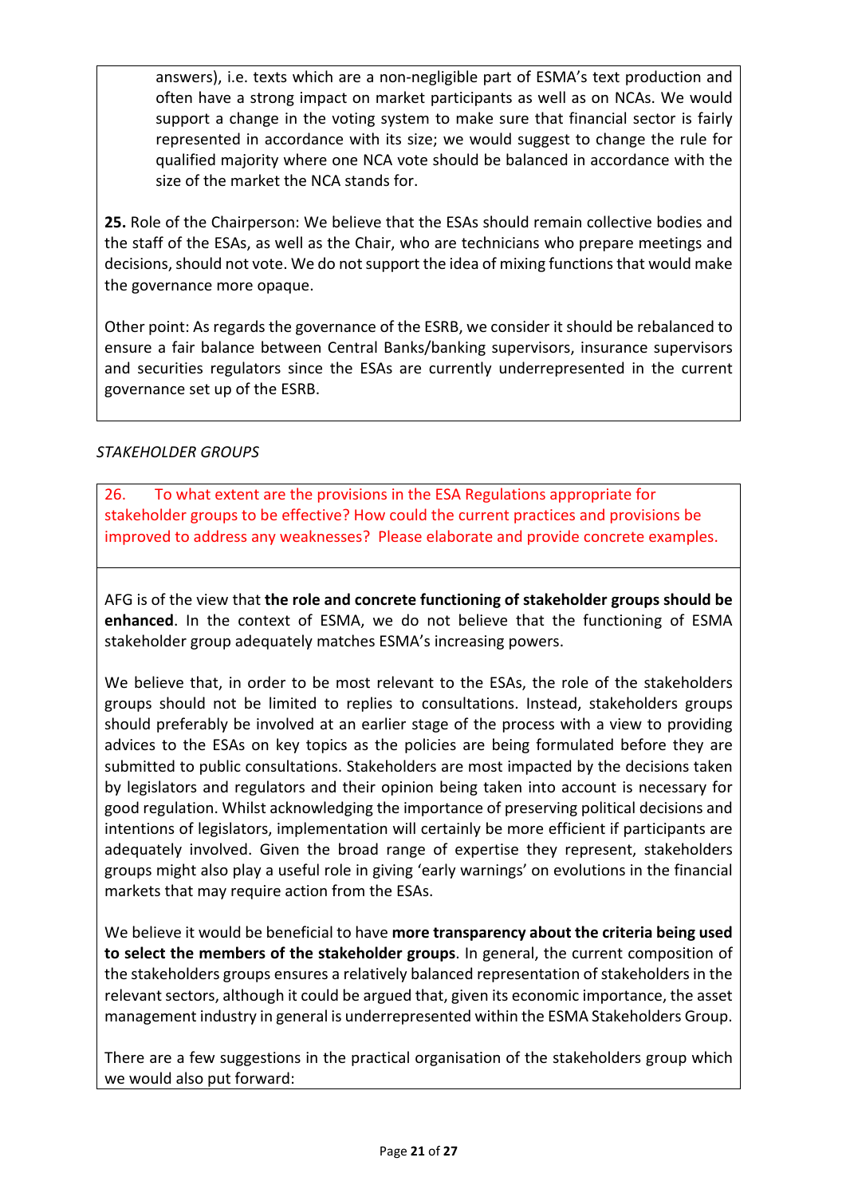answers), i.e. texts which are a non-negligible part of ESMA's text production and often have a strong impact on market participants as well as on NCAs. We would support a change in the voting system to make sure that financial sector is fairly represented in accordance with its size; we would suggest to change the rule for qualified majority where one NCA vote should be balanced in accordance with the size of the market the NCA stands for.

**25.** Role of the Chairperson: We believe that the ESAs should remain collective bodies and the staff of the ESAs, as well as the Chair, who are technicians who prepare meetings and decisions, should not vote. We do not support the idea of mixing functions that would make the governance more opaque.

Other point: As regards the governance of the ESRB, we consider it should be rebalanced to ensure a fair balance between Central Banks/banking supervisors, insurance supervisors and securities regulators since the ESAs are currently underrepresented in the current governance set up of the ESRB.

*STAKEHOLDER GROUPS*

26. To what extent are the provisions in the ESA Regulations appropriate for stakeholder groups to be effective? How could the current practices and provisions be improved to address any weaknesses? Please elaborate and provide concrete examples.

AFG is of the view that **the role and concrete functioning of stakeholder groups should be enhanced**. In the context of ESMA, we do not believe that the functioning of ESMA stakeholder group adequately matches ESMA's increasing powers.

We believe that, in order to be most relevant to the ESAs, the role of the stakeholders groups should not be limited to replies to consultations. Instead, stakeholders groups should preferably be involved at an earlier stage of the process with a view to providing advices to the ESAs on key topics as the policies are being formulated before they are submitted to public consultations. Stakeholders are most impacted by the decisions taken by legislators and regulators and their opinion being taken into account is necessary for good regulation. Whilst acknowledging the importance of preserving political decisions and intentions of legislators, implementation will certainly be more efficient if participants are adequately involved. Given the broad range of expertise they represent, stakeholders groups might also play a useful role in giving 'early warnings' on evolutions in the financial markets that may require action from the ESAs.

We believe it would be beneficial to have **more transparency about the criteria being used to select the members of the stakeholder groups**. In general, the current composition of the stakeholders groups ensures a relatively balanced representation of stakeholders in the relevant sectors, although it could be argued that, given its economic importance, the asset management industry in general is underrepresented within the ESMA Stakeholders Group.

There are a few suggestions in the practical organisation of the stakeholders group which we would also put forward: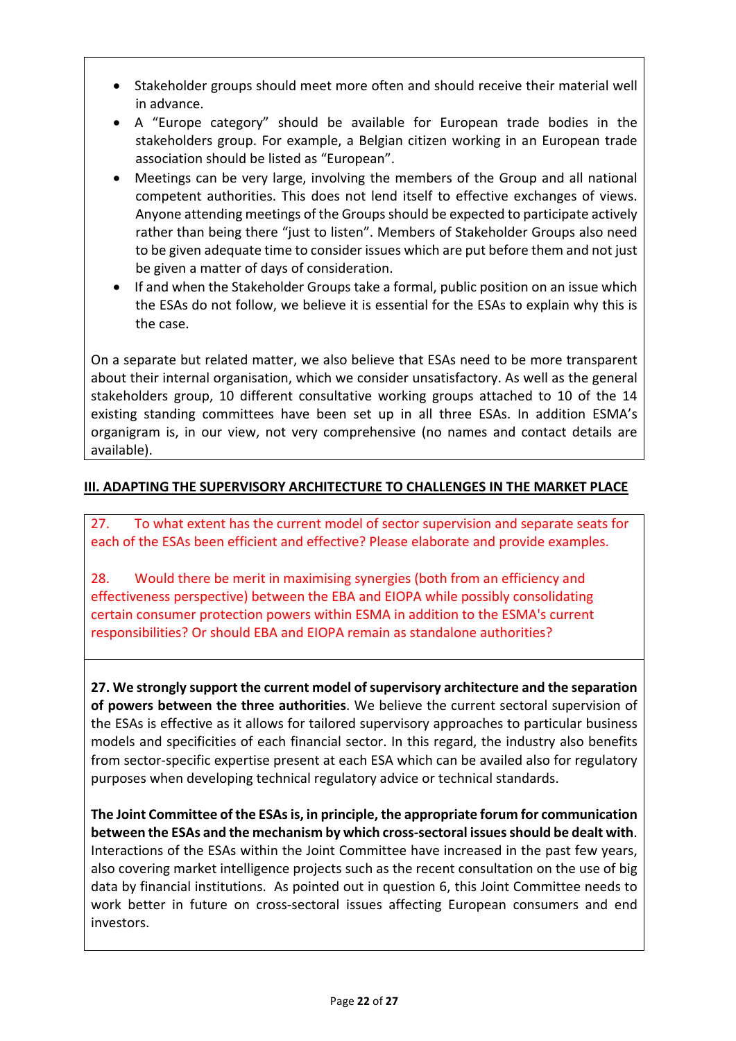- Stakeholder groups should meet more often and should receive their material well in advance.
- A "Europe category" should be available for European trade bodies in the stakeholders group. For example, a Belgian citizen working in an European trade association should be listed as "European".
- Meetings can be very large, involving the members of the Group and all national competent authorities. This does not lend itself to effective exchanges of views. Anyone attending meetings of the Groups should be expected to participate actively rather than being there "just to listen". Members of Stakeholder Groups also need to be given adequate time to consider issues which are put before them and not just be given a matter of days of consideration.
- If and when the Stakeholder Groups take a formal, public position on an issue which the ESAs do not follow, we believe it is essential for the ESAs to explain why this is the case.

On a separate but related matter, we also believe that ESAs need to be more transparent about their internal organisation, which we consider unsatisfactory. As well as the general stakeholders group, 10 different consultative working groups attached to 10 of the 14 existing standing committees have been set up in all three ESAs. In addition ESMA's organigram is, in our view, not very comprehensive (no names and contact details are available).

## III. ADAPTING THE SUPERVISORY ARCHITECTURE TO CHALLENGES IN THE MARKET PLACE

27. To what extent has the current model of sector supervision and separate seats for each of the ESAs been efficient and effective? Please elaborate and provide examples.

28. Would there be merit in maximising synergies (both from an efficiency and effectiveness perspective) between the EBA and EIOPA while possibly consolidating certain consumer protection powers within ESMA in addition to the ESMA's current responsibilities? Or should EBA and EIOPA remain as standalone authorities?

**27. We strongly support the current model of supervisory architecture and the separation of powers between the three authorities**. We believe the current sectoral supervision of the ESAs is effective as it allows for tailored supervisory approaches to particular business models and specificities of each financial sector. In this regard, the industry also benefits from sector-specific expertise present at each ESA which can be availed also for regulatory purposes when developing technical regulatory advice or technical standards.

**The Joint Committee of the ESAs is, in principle, the appropriate forum for communication between the ESAs and the mechanism by which cross-sectoral issues should be dealt with**. Interactions of the ESAs within the Joint Committee have increased in the past few years, also covering market intelligence projects such as the recent consultation on the use of big data by financial institutions. As pointed out in question 6, this Joint Committee needs to work better in future on cross-sectoral issues affecting European consumers and end investors.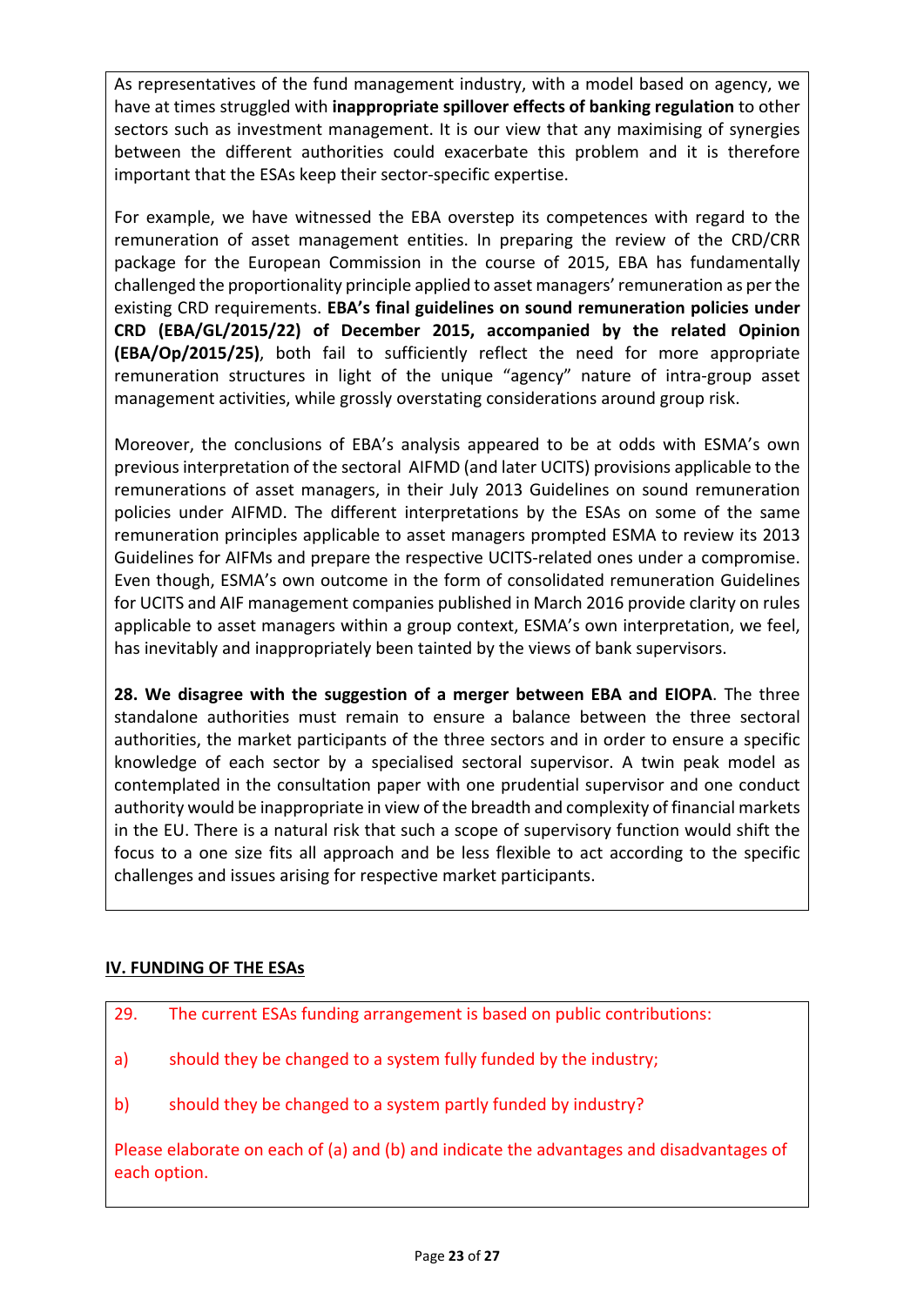As representatives of the fund management industry, with a model based on agency, we have at times struggled with **inappropriate spillover effects of banking regulation** to other sectors such as investment management. It is our view that any maximising of synergies between the different authorities could exacerbate this problem and it is therefore important that the ESAs keep their sector-specific expertise.

For example, we have witnessed the EBA overstep its competences with regard to the remuneration of asset management entities. In preparing the review of the CRD/CRR package for the European Commission in the course of 2015, EBA has fundamentally challenged the proportionality principle applied to asset managers' remuneration as per the existing CRD requirements. **EBA's final guidelines on sound remuneration policies under CRD (EBA/GL/2015/22) of December 2015, accompanied by the related Opinion (EBA/Op/2015/25)**, both fail to sufficiently reflect the need for more appropriate remuneration structures in light of the unique "agency" nature of intra-group asset management activities, while grossly overstating considerations around group risk.

Moreover, the conclusions of EBA's analysis appeared to be at odds with ESMA's own previous interpretation of the sectoral AIFMD (and later UCITS) provisions applicable to the remunerations of asset managers, in their July 2013 Guidelines on sound remuneration policies under AIFMD. The different interpretations by the ESAs on some of the same remuneration principles applicable to asset managers prompted ESMA to review its 2013 Guidelines for AIFMs and prepare the respective UCITS-related ones under a compromise. Even though, ESMA's own outcome in the form of consolidated remuneration Guidelines for UCITS and AIF management companies published in March 2016 provide clarity on rules applicable to asset managers within a group context, ESMA's own interpretation, we feel, has inevitably and inappropriately been tainted by the views of bank supervisors.

**28. We disagree with the suggestion of a merger between EBA and EIOPA**. The three standalone authorities must remain to ensure a balance between the three sectoral authorities, the market participants of the three sectors and in order to ensure a specific knowledge of each sector by a specialised sectoral supervisor. A twin peak model as contemplated in the consultation paper with one prudential supervisor and one conduct authority would be inappropriate in view of the breadth and complexity of financial markets in the EU. There is a natural risk that such a scope of supervisory function would shift the focus to a one size fits all approach and be less flexible to act according to the specific challenges and issues arising for respective market participants.

## IV. FUNDING OF THE ESAs

29. The current ESAs funding arrangement is based on public contributions:

a) should they be changed to a system fully funded by the industry;

b) should they be changed to a system partly funded by industry?

Please elaborate on each of (a) and (b) and indicate the advantages and disadvantages of each option.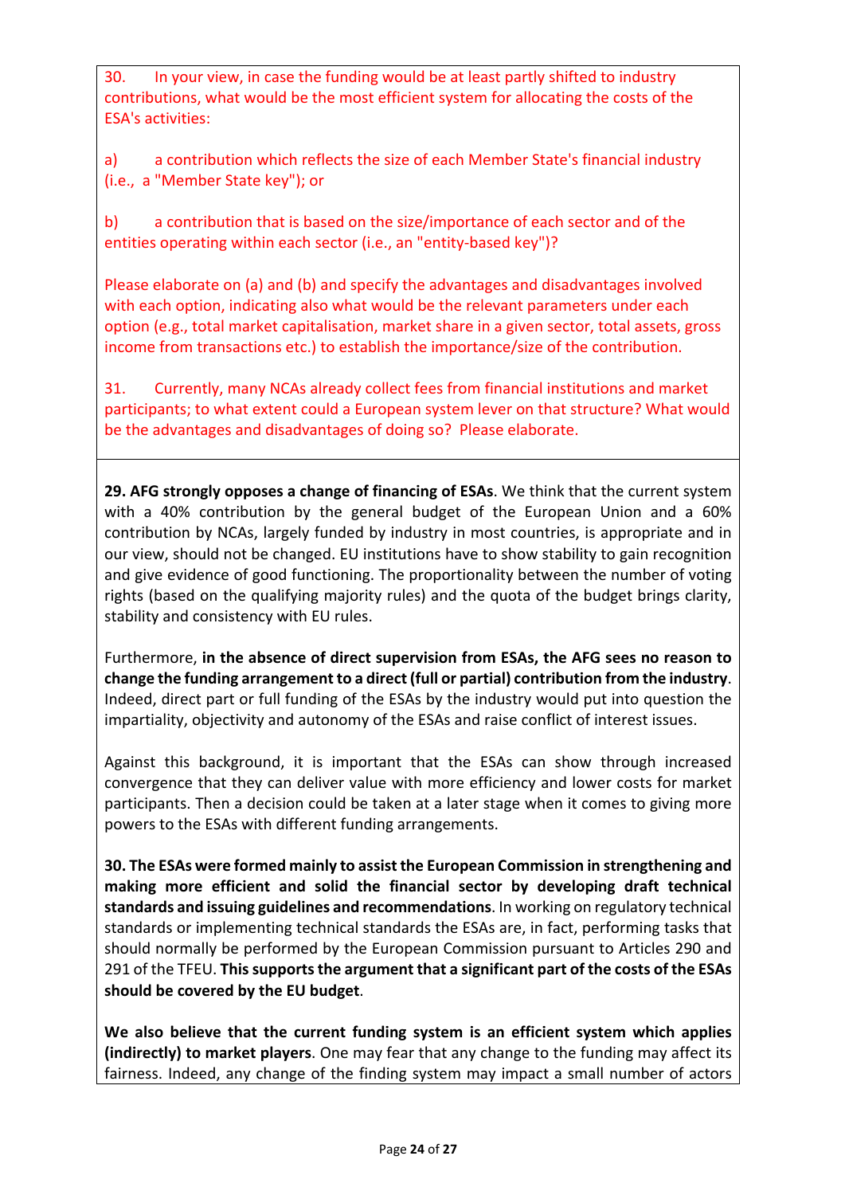30. In your view, in case the funding would be at least partly shifted to industry contributions, what would be the most efficient system for allocating the costs of the ESA's activities:

a) a contribution which reflects the size of each Member State's financial industry (i.e., a "Member State key"); or

b) a contribution that is based on the size/importance of each sector and of the entities operating within each sector (i.e., an "entity-based key")?

Please elaborate on (a) and (b) and specify the advantages and disadvantages involved with each option, indicating also what would be the relevant parameters under each option (e.g., total market capitalisation, market share in a given sector, total assets, gross income from transactions etc.) to establish the importance/size of the contribution.

31. Currently, many NCAs already collect fees from financial institutions and market participants; to what extent could a European system lever on that structure? What would be the advantages and disadvantages of doing so? Please elaborate.

**29. AFG strongly opposes a change of financing of ESAs**. We think that the current system with a 40% contribution by the general budget of the European Union and a 60% contribution by NCAs, largely funded by industry in most countries, is appropriate and in our view, should not be changed. EU institutions have to show stability to gain recognition and give evidence of good functioning. The proportionality between the number of voting rights (based on the qualifying majority rules) and the quota of the budget brings clarity, stability and consistency with EU rules.

Furthermore, **in the absence of direct supervision from ESAs, the AFG sees no reason to change the funding arrangement to a direct (full or partial) contribution from the industry**. Indeed, direct part or full funding of the ESAs by the industry would put into question the impartiality, objectivity and autonomy of the ESAs and raise conflict of interest issues.

Against this background, it is important that the ESAs can show through increased convergence that they can deliver value with more efficiency and lower costs for market participants. Then a decision could be taken at a later stage when it comes to giving more powers to the ESAs with different funding arrangements.

**30. The ESAs were formed mainly to assist the European Commission in strengthening and making more efficient and solid the financial sector by developing draft technical standards and issuing guidelines and recommendations**. In working on regulatory technical standards or implementing technical standards the ESAs are, in fact, performing tasks that should normally be performed by the European Commission pursuant to Articles 290 and 291 of the TFEU. **This supports the argument that a significant part of the costs of the ESAs should be covered by the EU budget**.

**We also believe that the current funding system is an efficient system which applies (indirectly) to market players**. One may fear that any change to the funding may affect its fairness. Indeed, any change of the finding system may impact a small number of actors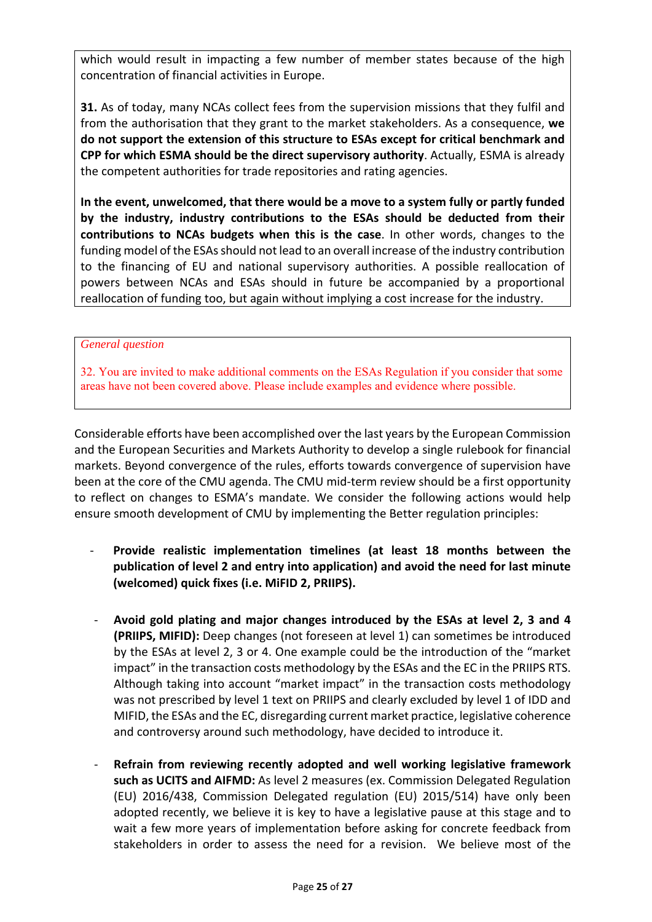which would result in impacting a few number of member states because of the high concentration of financial activities in Europe.

**31.** As of today, many NCAs collect fees from the supervision missions that they fulfil and from the authorisation that they grant to the market stakeholders. As a consequence, **we do not support the extension of this structure to ESAs except for critical benchmark and CPP for which ESMA should be the direct supervisory authority**. Actually, ESMA is already the competent authorities for trade repositories and rating agencies.

**In the event, unwelcomed, that there would be a move to a system fully or partly funded by the industry, industry contributions to the ESAs should be deducted from their contributions to NCAs budgets when this is the case**. In other words, changes to the funding model of the ESAs should not lead to an overall increase of the industry contribution to the financing of EU and national supervisory authorities. A possible reallocation of powers between NCAs and ESAs should in future be accompanied by a proportional reallocation of funding too, but again without implying a cost increase for the industry.

*General question*

32. You are invited to make additional comments on the ESAs Regulation if you consider that some areas have not been covered above. Please include examples and evidence where possible.

Considerable efforts have been accomplished over the last years by the European Commission and the European Securities and Markets Authority to develop a single rulebook for financial markets. Beyond convergence of the rules, efforts towards convergence of supervision have been at the core of the CMU agenda. The CMU mid-term review should be a first opportunity to reflect on changes to ESMA's mandate. We consider the following actions would help ensure smooth development of CMU by implementing the Better regulation principles:

- **Provide realistic implementation timelines (at least 18 months between the publication of level 2 and entry into application) and avoid the need for last minute (welcomed) quick fixes (i.e. MiFID 2, PRIIPS).**

- **Avoid gold plating and major changes introduced by the ESAs at level 2, 3 and 4 (PRIIPS, MIFID):** Deep changes (not foreseen at level 1) can sometimes be introduced by the ESAs at level 2, 3 or 4. One example could be the introduction of the "market impact" in the transaction costs methodology by the ESAs and the EC in the PRIIPS RTS. Although taking into account "market impact" in the transaction costs methodology was not prescribed by level 1 text on PRIIPS and clearly excluded by level 1 of IDD and MIFID, the ESAs and the EC, disregarding current market practice, legislative coherence and controversy around such methodology, have decided to introduce it.

- **Refrain from reviewing recently adopted and well working legislative framework such as UCITS and AIFMD:** As level 2 measures (ex. Commission Delegated Regulation (EU) 2016/438, Commission Delegated regulation (EU) 2015/514) have only been adopted recently, we believe it is key to have a legislative pause at this stage and to wait a few more years of implementation before asking for concrete feedback from stakeholders in order to assess the need for a revision. We believe most of the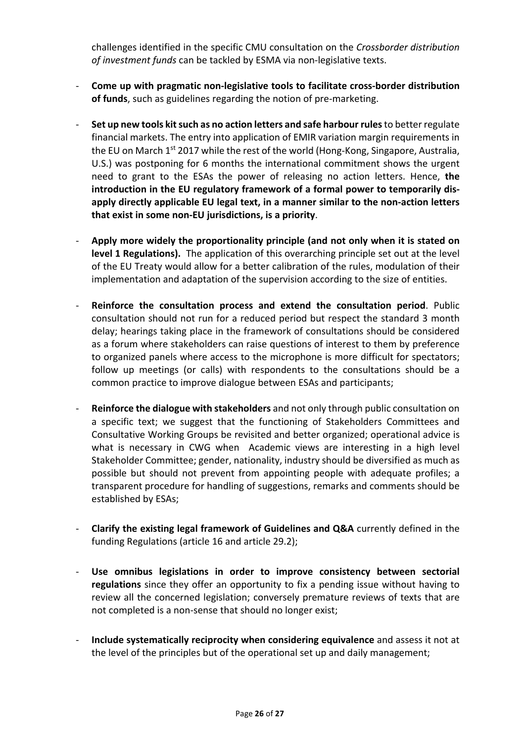challenges identified in the specific CMU consultation on the *Crossborder distribution of investment funds* can be tackled by ESMA via non-legislative texts.

- **Come up with pragmatic non-legislative tools to facilitate cross-border distribution of funds**, such as guidelines regarding the notion of pre-marketing.

- **Set up new tools kit such as no action letters and safe harbour rules** to better regulate financial markets. The entry into application of EMIR variation margin requirements in the EU on March 1st 2017 while the rest of the world (Hong-Kong, Singapore, Australia, U.S.) was postponing for 6 months the international commitment shows the urgent need to grant to the ESAs the power of releasing no action letters. Hence, **the introduction in the EU regulatory framework of a formal power to temporarily dis-apply directly applicable EU legal text, in a manner similar to the non-action letters that exist in some non-EU jurisdictions, is a priority**.

- **Apply more widely the proportionality principle (and not only when it is stated on level 1 Regulations).** The application of this overarching principle set out at the level of the EU Treaty would allow for a better calibration of the rules, modulation of their implementation and adaptation of the supervision according to the size of entities.

- **Reinforce the consultation process and extend the consultation period**. Public consultation should not run for a reduced period but respect the standard 3 month delay; hearings taking place in the framework of consultations should be considered as a forum where stakeholders can raise questions of interest to them by preference to organized panels where access to the microphone is more difficult for spectators; follow up meetings (or calls) with respondents to the consultations should be a common practice to improve dialogue between ESAs and participants;

- **Reinforce the dialogue with stakeholders** and not only through public consultation on a specific text; we suggest that the functioning of Stakeholders Committees and Consultative Working Groups be revisited and better organized; operational advice is what is necessary in CWG when Academic views are interesting in a high level Stakeholder Committee; gender, nationality, industry should be diversified as much as possible but should not prevent from appointing people with adequate profiles; a transparent procedure for handling of suggestions, remarks and comments should be established by ESAs;

- **Clarify the existing legal framework of Guidelines and Q&A** currently defined in the funding Regulations (article 16 and article 29.2);

- **Use omnibus legislations in order to improve consistency between sectorial regulations** since they offer an opportunity to fix a pending issue without having to review all the concerned legislation; conversely premature reviews of texts that are not completed is a non-sense that should no longer exist;

- **Include systematically reciprocity when considering equivalence** and assess it not at the level of the principles but of the operational set up and daily management;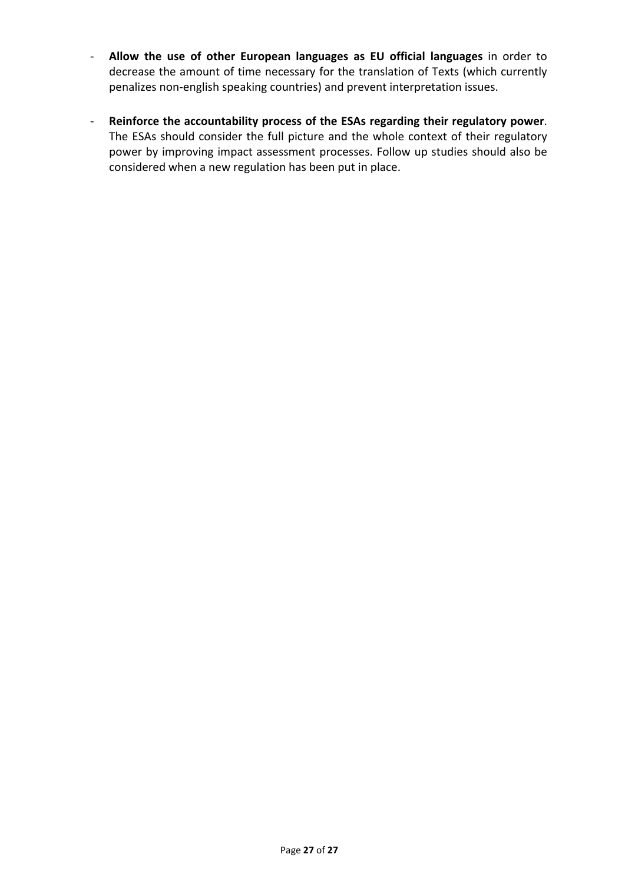- **Allow the use of other European languages as EU official languages** in order to decrease the amount of time necessary for the translation of Texts (which currently penalizes non-english speaking countries) and prevent interpretation issues.

- **Reinforce the accountability process of the ESAs regarding their regulatory power**. The ESAs should consider the full picture and the whole context of their regulatory power by improving impact assessment processes. Follow up studies should also be considered when a new regulation has been put in place.